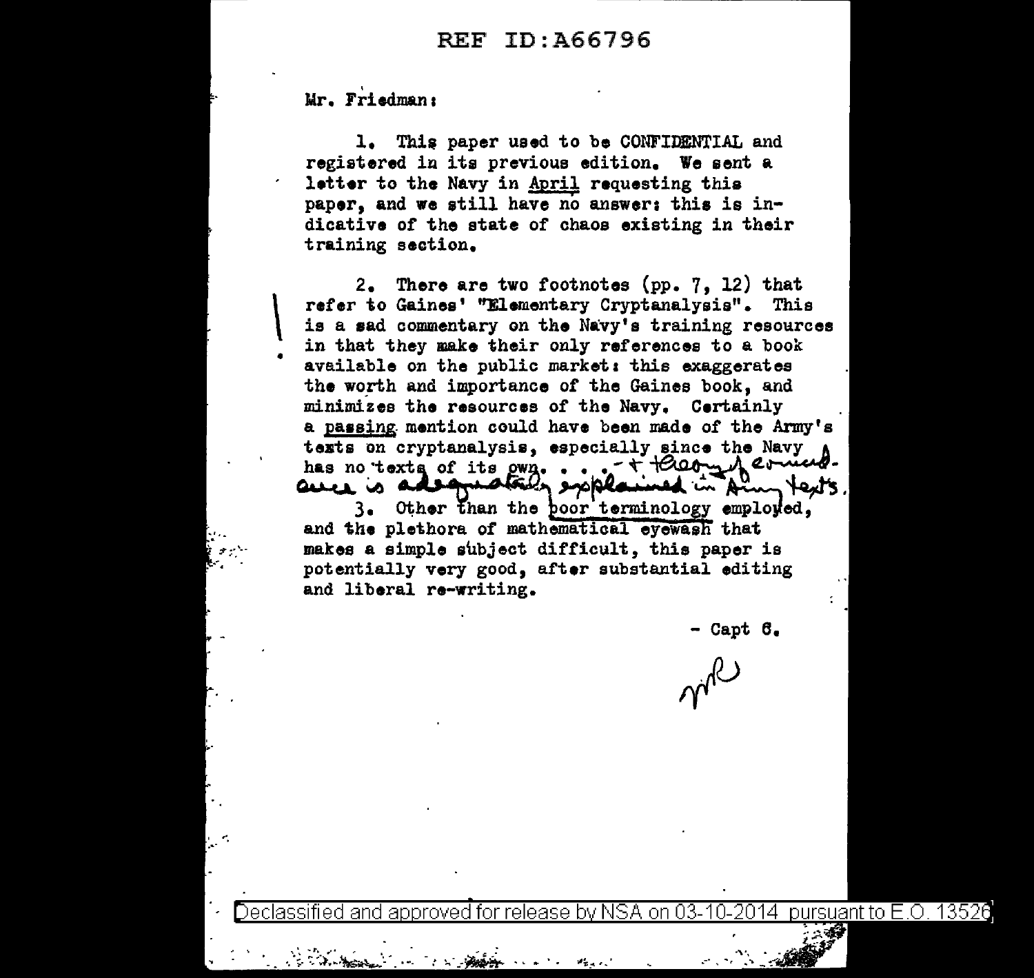Mr. Friedman:

1. This paper used to be CONFIDENTIAL and registered in its previous edition. We sent a letter to the Navy in April requesting this paper, and we still have no answer: this is indicative of the state of chaos existing in their training section.

2. There are two footnotes (pp. 7, 12) that refer to Gaines' "Elementary Cryptanalysis". This is a sad commentary on the Navy's training resources in that they make their only references to a book available on the public market: this exaggerates the worth and importance of the Gaines book, and minimizes the resources of the Navy. Certainly a passing mention could have been made of the Army's texts on cryptanalysis, especially since the Navy has no texts of its own. . . . + theory of coincidence is adequately explained in Army texts.

3. Other than the poor terminology employed, and the plethora of mathematical eyewash that makes a simple subject difficult, this paper is potentially very good, after substantial editing and liberal re-writing.

- Capt 6.

Declassified and approved for release by NSA on 03-10-2014 pursuant to E.O. 13526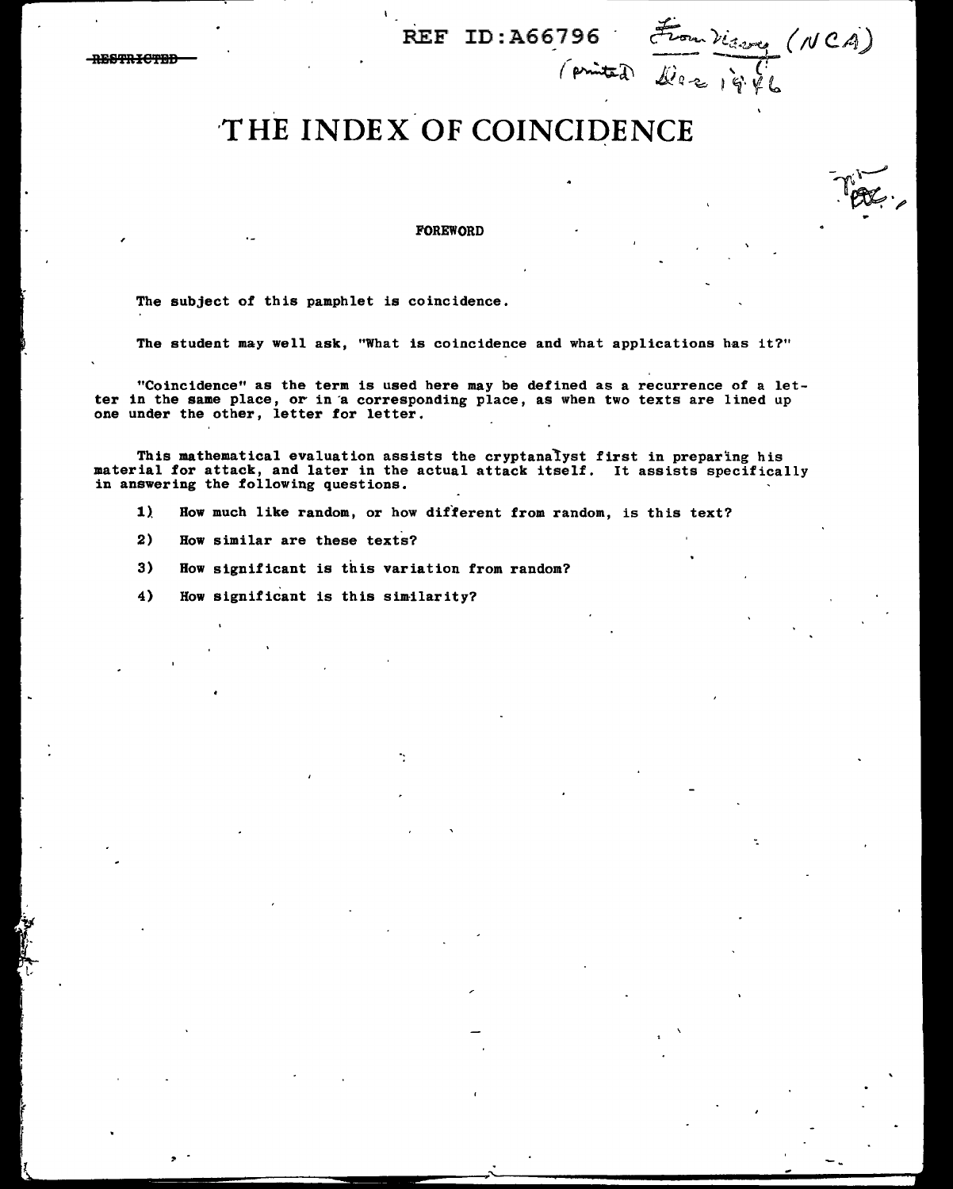# THE INDEX OF COINCIDENCE

## FOREWORD

The subject of this pamphlet is coincidence.

The student may well ask, "What is coincidence and what applications has it?"

"Coincidence" as the term is used here may be defined as a recurrence of a letter in the same place, or in a corresponding place, as when two texts are lined up one under the other, letter for letter.

This mathematical evaluation assists the cryptanalyst first in preparing his material for attack, and later in the actual attack itself. It assists specifically in answering the following questions.

1) How much like random, or how different from random, is this text?

2) How similar are these texts?

3) How significant is this variation from random?

4) How significant is this similarity?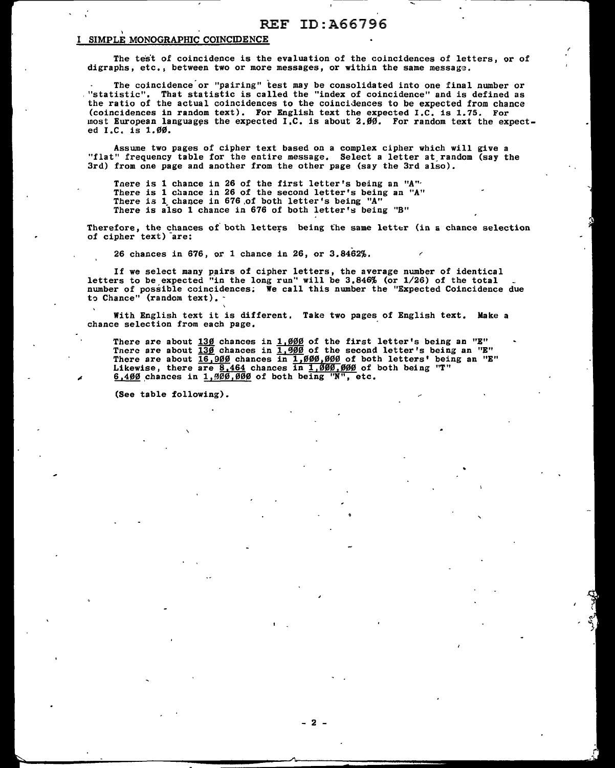## I SIMPLE MONOGRAPHIC COINCIDENCE

The test of coincidence is the evaluation of the coincidences of letters, or of digraphs, etc., between two or more messages, or within the same message.

The coincidence or "pairing" test may be consolidated into one final number or "statistic". That statistic is called the "index of coincidence" and is defined as the ratio of the actual coincidences to the coincidences to be expected from chance (coincidences in random text). For English text the expected I.C. is 1.75. For most European languages the expected I.C. is about 2.00. For random text the expected I.C. is 1.00.

Assume two pages of cipher text based on a complex cipher which will give a "flat" frequency table for the entire message. Select a letter at random (say the 3rd) from one page and another from the other page (say the 3rd also).

There is 1 chance in 26 of the first letter's being an "A"
There is 1 chance in 26 of the second letter's being an "A"
There is 1 chance in 676 of both letter's being "A"
There is also 1 chance in 676 of both letter's being "B"

Therefore, the chances of both letters being the same letter (in a chance selection of cipher text) are:

26 chances in 676, or 1 chance in 26, or 3.8462%.

If we select many pairs of cipher letters, the average number of identical letters to be expected "in the long run" will be 3.846% (or 1/26) of the total number of possible coincidences. We call this number the "Expected Coincidence due to Chance" (random text).

With English text it is different. Take two pages of English text. Make a chance selection from each page.

There are about 130 chances in 1,000 of the first letter's being an "E"
There are about 130 chances in 1,000 of the second letter's being an "E"
There are about 16,900 chances in 1,000,000 of both letters' being an "E"
Likewise, there are 8,464 chances in 1,000,000 of both being "T"
6,400 chances in 1,000,000 of both being "N", etc.

(See table following).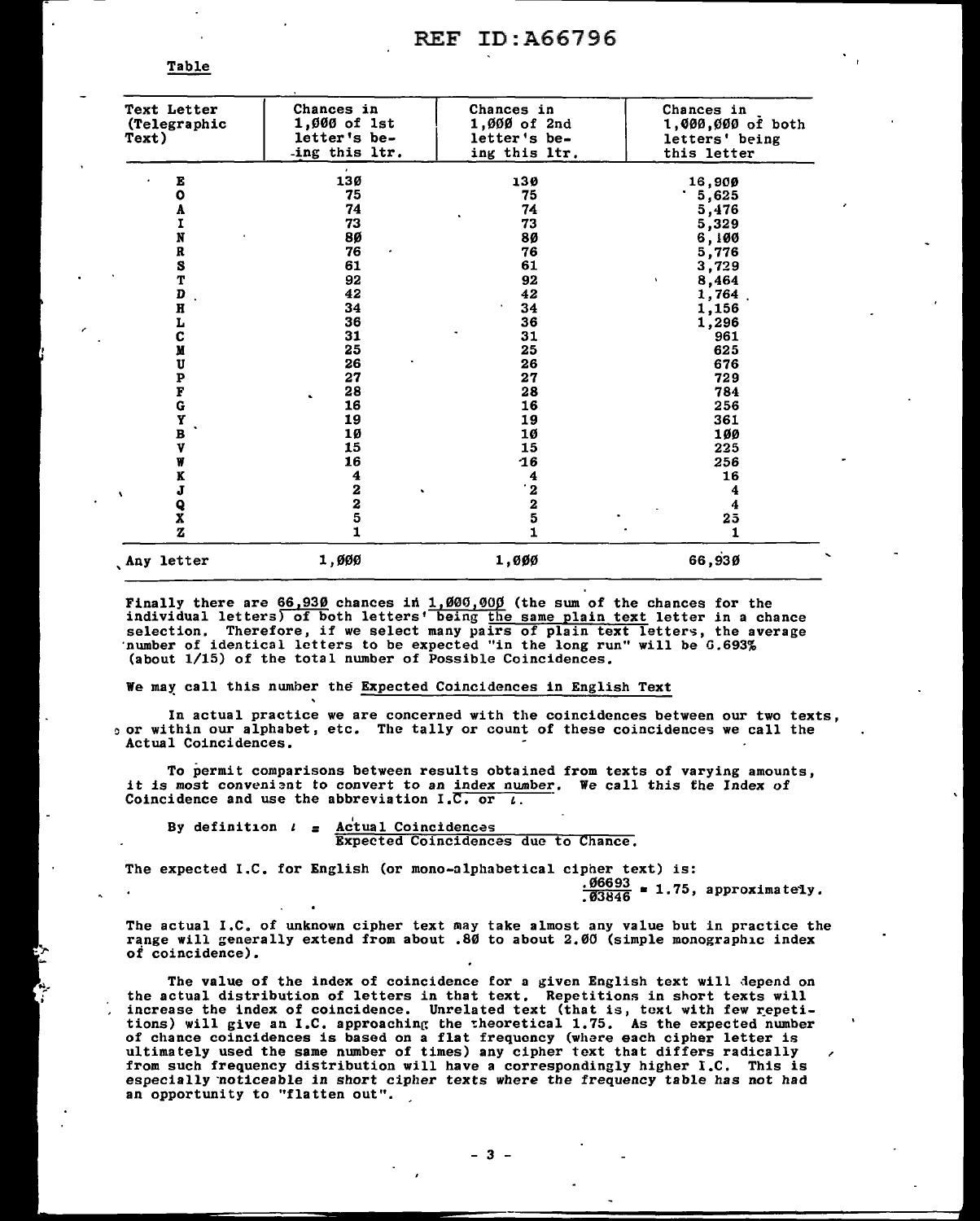Table

| Text Letter (Telegraphic Text) | Chances in 1,000 of 1st letter's being this ltr. | Chances in 1,000 of 2nd letter's being this ltr. | Chances in 1,000,000 of both letters' being this letter |
|---|---|---|---|
| E | 130 | 130 | 16,900 |
| O | 75 | 75 | 5,625 |
| A | 74 | 74 | 5,476 |
| I | 73 | 73 | 5,329 |
| N | 80 | 80 | 6,100 |
| R | 76 | 76 | 5,776 |
| S | 61 | 61 | 3,729 |
| T | 92 | 92 | 8,464 |
| D | 42 | 42 | 1,764 |
| H | 34 | 34 | 1,156 |
| L | 36 | 36 | 1,296 |
| C | 31 | 31 | 961 |
| M | 25 | 25 | 625 |
| U | 26 | 26 | 676 |
| P | 27 | 27 | 729 |
| F | 28 | 28 | 784 |
| G | 16 | 16 | 256 |
| Y | 19 | 19 | 361 |
| B | 10 | 10 | 100 |
| V | 15 | 15 | 225 |
| W | 16 | 16 | 256 |
| K | 4 | 4 | 16 |
| J | 2 | 2 | 4 |
| Q | 2 | 2 | 4 |
| X | 5 | 5 | 25 |
| Z | 1 | 1 | 1 |
| Any letter | 1,000 | 1,000 | 66,930 |

Finally there are 66,930 chances in 1,000,000 (the sum of the chances for the individual letters) of both letters' being the same plain text letter in a chance selection. Therefore, if we select many pairs of plain text letters, the average number of identical letters to be expected "in the long run" will be 6.693% (about 1/15) of the total number of Possible Coincidences.

We may call this number the Expected Coincidences in English Text

In actual practice we are concerned with the coincidences between our two texts, or within our alphabet, etc. The tally or count of these coincidences we call the Actual Coincidences.

To permit comparisons between results obtained from texts of varying amounts, it is most convenient to convert to an index number. We call this the Index of Coincidence and use the abbreviation I.C. or $\iota$.

By definition $\iota = \dfrac{\text{Actual Coincidences}}{\text{Expected Coincidences due to Chance.}}$

The expected I.C. for English (or mono-alphabetical cipher text) is:

$$\frac{.06693}{.03846} = 1.75, \text{ approximately.}$$

The actual I.C. of unknown cipher text may take almost any value but in practice the range will generally extend from about .80 to about 2.00 (simple monographic index of coincidence).

The value of the index of coincidence for a given English text will depend on the actual distribution of letters in that text. Repetitions in short texts will increase the index of coincidence. Unrelated text (that is, text with few repetitions) will give an I.C. approaching the theoretical 1.75. As the expected number of chance coincidences is based on a flat frequency (where each cipher letter is ultimately used the same number of times) any cipher text that differs radically from such frequency distribution will have a correspondingly higher I.C. This is especially noticeable in short cipher texts where the frequency table has not had an opportunity to "flatten out".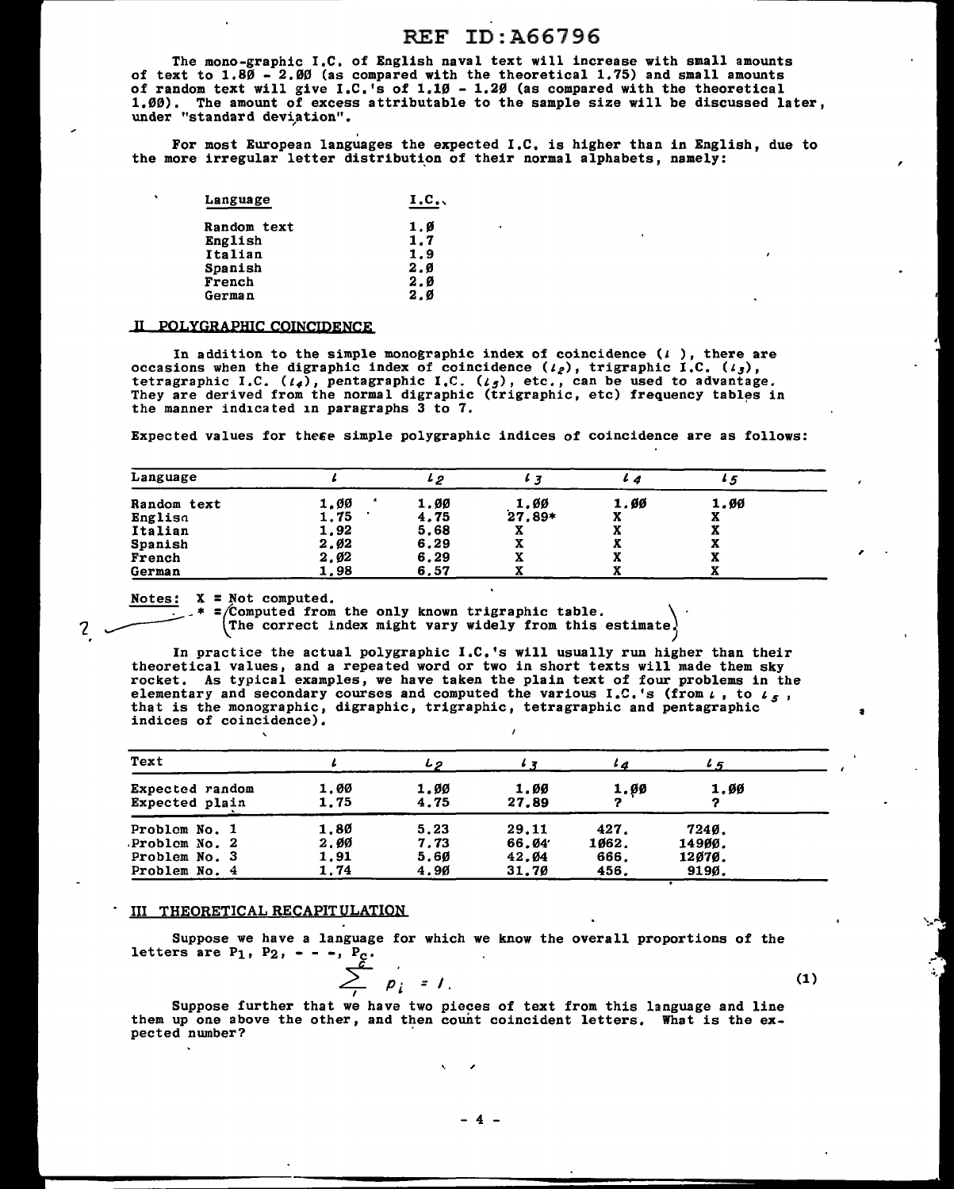The mono-graphic I.C. of English naval text will increase with small amounts of text to 1.80 - 2.00 (as compared with the theoretical 1.75) and small amounts of random text will give I.C.'s of 1.10 - 1.20 (as compared with the theoretical 1.00). The amount of excess attributable to the sample size will be discussed later, under "standard deviation".

For most European languages the expected I.C. is higher than in English, due to the more irregular letter distribution of their normal alphabets, namely:

| Language | I.C. |
|---|---|
| Random text | 1.0 |
| English | 1.7 |
| Italian | 1.9 |
| Spanish | 2.0 |
| French | 2.0 |
| German | 2.0 |

## II POLYGRAPHIC COINCIDENCE

In addition to the simple monographic index of coincidence ($\iota$), there are occasions when the digraphic index of coincidence ($\iota_2$), trigraphic I.C. ($\iota_3$), tetragraphic I.C. ($\iota_4$), pentagraphic I.C. ($\iota_5$), etc., can be used to advantage. They are derived from the normal digraphic (trigraphic, etc) frequency tables in the manner indicated in paragraphs 3 to 7.

Expected values for these simple polygraphic indices of coincidence are as follows:

| Language | $\iota$ | $\iota_2$ | $\iota_3$ | $\iota_4$ | $\iota_5$ |
|---|---|---|---|---|---|
| Random text | 1.00 | 1.00 | 1.00 | 1.00 | 1.00 |
| English | 1.75 | 4.75 | 27.89* | X | X |
| Italian | 1.92 | 5.68 | X | X | X |
| Spanish | 2.02 | 6.29 | X | X | X |
| French | 2.02 | 6.29 | X | X | X |
| German | 1.98 | 6.57 | X | X | X |

Notes: X = Not computed.
\* = Computed from the only known trigraphic table. The correct index might vary widely from this estimate.

In practice the actual polygraphic I.C.'s will usually run higher than their theoretical values, and a repeated word or two in short texts will made them sky rocket. As typical examples, we have taken the plain text of four problems in the elementary and secondary courses and computed the various I.C.'s (from $\iota$, to $\iota_5$, that is the monographic, digraphic, trigraphic, tetragraphic and pentagraphic indices of coincidence).

| Text | $\iota$ | $\iota_2$ | $\iota_3$ | $\iota_4$ | $\iota_5$ |
|---|---|---|---|---|---|
| Expected random | 1.00 | 1.00 | 1.00 | 1.00 | 1.00 |
| Expected plain | 1.75 | 4.75 | 27.89 | ? | ? |
| Problem No. 1 | 1.80 | 5.23 | 29.11 | 427. | 7240. |
| Problem No. 2 | 2.00 | 7.73 | 66.04 | 1062. | 14900. |
| Problem No. 3 | 1.91 | 5.60 | 42.04 | 666. | 12070. |
| Problem No. 4 | 1.74 | 4.90 | 31.70 | 456. | 9190. |

## III THEORETICAL RECAPITULATION

Suppose we have a language for which we know the overall proportions of the letters are $P_1, P_2, \cdots, P_c$.

$$\sum_{1}^{c} p_i = 1. \tag{1}$$

Suppose further that we have two pieces of text from this language and line them up one above the other, and then count coincident letters. What is the expected number?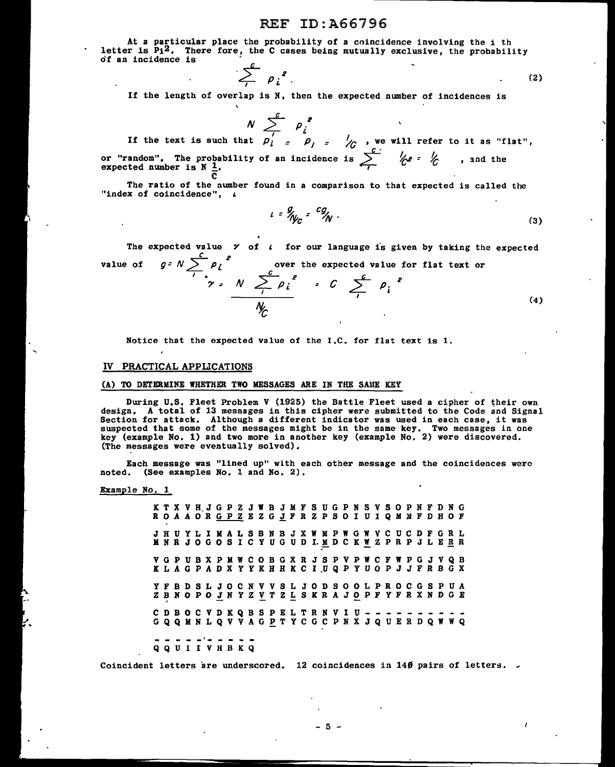At a particular place the probability of a coincidence involving the i th letter is $p_i^2$. There fore, the C cases being mutually exclusive, the probability of an incidence is

$$\sum_{1}^{c} p_i^2 . \tag{2}$$

If the length of overlap is N, then the expected number of incidences is

$$N \sum_{1}^{c} p_i^2$$

If the text is such that $p_i = p_j = 1/c$, we will refer to it as "flat", or "random". The probability of an incidence is $\sum_{1}^{c} 1/c^2 = 1/c$, and the expected number is $N \frac{1}{c}$.

The ratio of the number found in a comparison to that expected is called the "index of coincidence", $\iota$

$$\iota = g/_{N/c} = cg/_N . \tag{3}$$

The expected value $\gamma$ of $\iota$ for our language is given by taking the expected value of $g = N \sum_{1}^{c} p_i^2$ over the expected value for flat text or

$$\gamma = \frac{N \sum_{1}^{c} p_i^2}{N/c} = c \sum_{1}^{c} p_i^2 \tag{4}$$

Notice that the expected value of the I.C. for flat text is 1.

## IV PRACTICAL APPLICATIONS

### (A) TO DETERMINE WHETHER TWO MESSAGES ARE IN THE SAME KEY

During U.S. Fleet Problem V (1925) the Battle Fleet used a cipher of their own design. A total of 13 messages in this cipher were submitted to the Code and Signal Section for attack. Although a different indicator was used in each case, it was suspected that some of the messages might be in the same key. Two messages in one key (example No. 1) and two more in another key (example No. 2) were discovered. (The messages were eventually solved).

Each message was "lined up" with each other message and the coincidences were noted. (See examples No. 1 and No. 2).

Example No. 1

```
K T X V H J G P Z J W B J M F S U G P N S V S O P N F D N G
R O A A O R G P Z E Z G J F R Z P S O I U I Q M M F D H O F

J H U Y L I M A L S B N B J X W M P W G W V C U C D F G R L
M N R J O G O S I C Y U G U D I M D C K W Z P R P J L E R R

V G P U B X P M W C O B G X R J S P V P W C F W P G J V Q B
K L A G P A D X Y Y K H H K C I U Q P Y U O P J J F R B G X

Y F B D S L J O C N V V S L J O D S O O L P R O C G S P U A
Z B N O P O J N Y Z V T Z L S K R A J O P F Y F R X N D G E

C D B O C V D K Q B S P E L T R N V I U - - - - - - - - - -
G Q Q M N L Q V V A G P T Y C G C P N X J Q U E R D Q W W Q

- - - - - - - - - -
Q Q U I I V H B K Q
```

Coincident letters are underscored. 12 coincidences in 140 pairs of letters.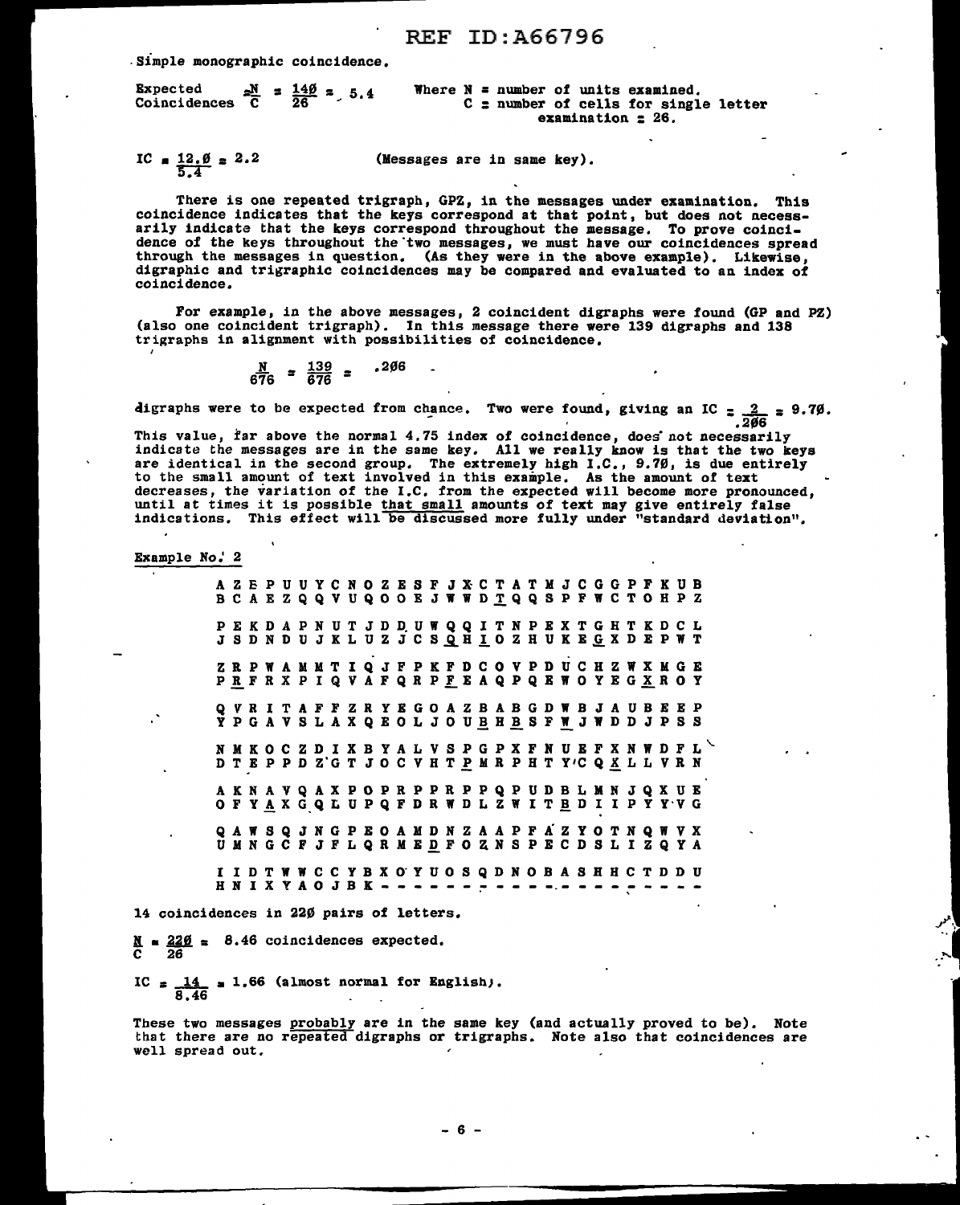Simple monographic coincidence.

Expected Coincidences $\frac{N}{C} = \frac{140}{26} = 5.4$  Where N = number of units examined. C = number of cells for single letter examination = 26.

$IC = \frac{12.0}{5.4} = 2.2$  (Messages are in same key).

There is one repeated trigraph, GPZ, in the messages under examination. This coincidence indicates that the keys correspond at that point, but does not necessarily indicate that the keys correspond throughout the message. To prove coincidence of the keys throughout the two messages, we must have our coincidences spread through the messages in question. (As they were in the above example). Likewise, digraphic and trigraphic coincidences may be compared and evaluated to an index of coincidence.

For example, in the above messages, 2 coincident digraphs were found (GP and PZ) (also one coincident trigraph). In this message there were 139 digraphs and 138 trigraphs in alignment with possibilities of coincidence.

$$\frac{N}{676} = \frac{139}{676} = .206$$

digraphs were to be expected from chance. Two were found, giving an $IC = \frac{2}{.206} = 9.70$. This value, far above the normal 4.75 index of coincidence, does not necessarily indicate the messages are in the same key. All we really know is that the two keys are identical in the second group. The extremely high I.C., 9.70, is due entirely to the small amount of text involved in this example. As the amount of text decreases, the variation of the I.C. from the expected will become more pronounced, until at times it is possible that small amounts of text may give entirely false indications. This effect will be discussed more fully under "standard deviation".

Example No. 2

```
A Z E P U U Y C N O Z E S F J X C T A T M J C G G P F K U B
B C A E Z Q Q V U Q O O E J W W D T Q Q S P F W C T O H P Z

P E K D A P N U T J D D U W Q Q I T N P E X T G H T K D C L
J S D N D U J K L U Z J C S Q H I O Z H U K E G X D E P W T

Z R P W A M M T I Q J F P K F D C O V P D U C H Z W X M G E
P R F R X P I Q V A F Q R P F E A Q P Q E W O Y E G X R O Y

Q V R I T A F F Z R Y E G O A Z B A B G D W B J A U B E E P
Y P G A V S L A X Q E O L J O U B H B S F W J W D D J P S S

N M K O C Z D I X B Y A L V S P G P X F N U E F X N W D F L
D T E P P D Z G T J O C V H T P M R P H T Y C Q X L L V R N

A K N A V Q A X P O P R P P R P P Q P U D B L M N J Q X U E
O F Y A X G Q L U P Q F D R W D L Z W I T B D I I P Y Y V G

Q A W S Q J N G P E O A M D N Z A A P F A Z Y O T N Q W V X
U M N G C F J F L Q R M E D F O Z N S P E C D S L I Z Q Y A

I I D T W W C C Y B X O Y U O S Q D N O B A S H H C T D D U
H N I X Y A O J B K - - - - - - - - - - - - - - - - - - - -
```

14 coincidences in 220 pairs of letters.

$\frac{N}{C} = \frac{220}{26} = 8.46$ coincidences expected.

$IC = \frac{14}{8.46} = 1.66$ (almost normal for English).

These two messages probably are in the same key (and actually proved to be). Note that there are no repeated digraphs or trigraphs. Note also that coincidences are well spread out.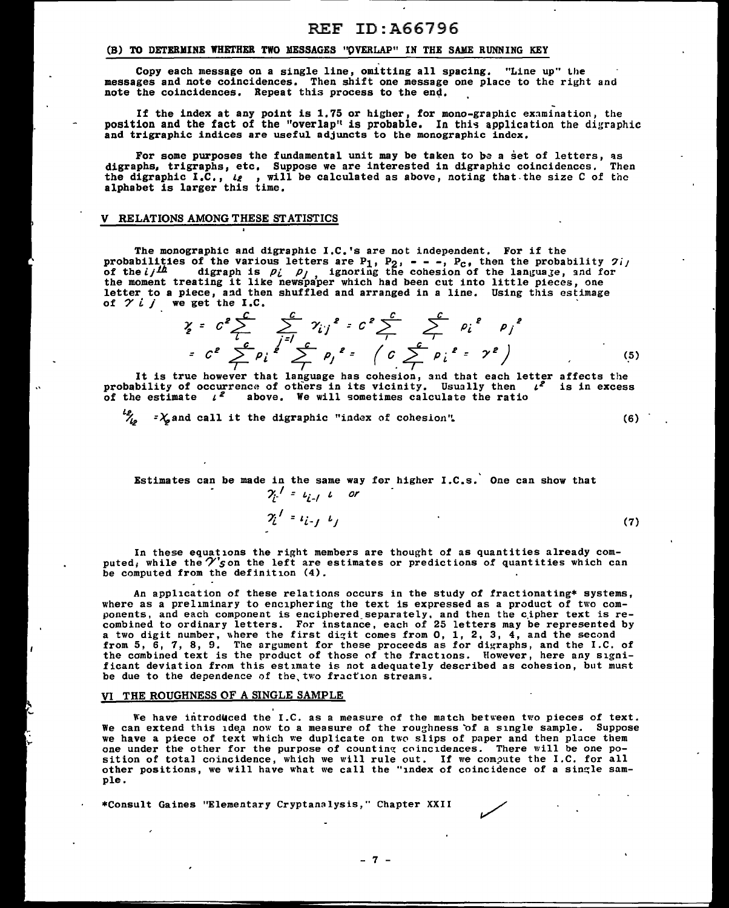(B) TO DETERMINE WHETHER TWO MESSAGES "OVERLAP" IN THE SAME RUNNING KEY

Copy each message on a single line, omitting all spacing. "Line up" the messages and note coincidences. Then shift one message one place to the right and note the coincidences. Repeat this process to the end.

If the index at any point is 1.75 or higher, for mono-graphic examination, the position and the fact of the "overlap" is probable. In this application the digraphic and trigraphic indices are useful adjuncts to the monographic index.

For some purposes the fundamental unit may be taken to be a set of letters, as digraphs, trigraphs, etc. Suppose we are interested in digraphic coincidences. Then the digraphic I.C., $\iota_2$ , will be calculated as above, noting that the size C of the alphabet is larger this time.

## V RELATIONS AMONG THESE STATISTICS

The monographic and digraphic I.C.'s are not independent. For if the probabilities of the various letters are $P_1, P_2, - - -, P_C$, then the probability $\gamma_{ij}$ of the $ij^{th}$ digraph is $p_i\ p_j$ , ignoring the cohesion of the language, and for the moment treating it like newspaper which had been cut into little pieces, one letter to a piece, and then shuffled and arranged in a line. Using this estimage of $\gamma_{ij}$ we get the I.C.

$$\gamma_2 = C^2 \sum_{i}^{C} \sum_{j=1}^{C} \gamma_{ij}^2 = C^2 \sum_{1}^{C} \sum_{1}^{C} p_i^2 \quad p_j^2$$
$$= C^2 \sum_{1}^{C} p_i^2 \sum_{1}^{C} p_j^2 = \left( C \sum_{1}^{C} p_i^2 = \gamma^2 \right) \qquad (5)$$

It is true however that language has cohesion, and that each letter affects the probability of occurrence of others in its vicinity. Usually then $\iota^2$ is in excess of the estimate $\iota^2$ above. We will sometimes calculate the ratio

$\iota_2 / \iota_2 = \chi_2$ and call it the digraphic "index of cohesion". (6)

Estimates can be made in the same way for higher I.C.s. One can show that

$$\gamma_i^{\ 1} = \iota_{i-1}\ \iota \quad or$$
$$\gamma_i^{\ 1} = \iota_{i-j}\ \iota_j \qquad (7)$$

In these equations the right members are thought of as quantities already computed; while the $\gamma$'s on the left are estimates or predictions of quantities which can be computed from the definition (4).

An application of these relations occurs in the study of fractionating* systems, where as a preliminary to enciphering the text is expressed as a product of two components, and each component is enciphered separately, and then the cipher text is recombined to ordinary letters. For instance, each of 25 letters may be represented by a two digit number, where the first digit comes from 0, 1, 2, 3, 4, and the second from 5, 6, 7, 8, 9. The argument for these proceeds as for digraphs, and the I.C. of the combined text is the product of those of the fractions. However, here any significant deviation from this estimate is not adequately described as cohesion, but must be due to the dependence of the two fraction streams.

## VI THE ROUGHNESS OF A SINGLE SAMPLE

We have introduced the I.C. as a measure of the match between two pieces of text. We can extend this idea now to a measure of the roughness of a single sample. Suppose we have a piece of text which we duplicate on two slips of paper and then place them one under the other for the purpose of counting coincidences. There will be one position of total coincidence, which we will rule out. If we compute the I.C. for all other positions, we will have what we call the "index of coincidence of a single sample.

*Consult Gaines "Elementary Cryptanalysis," Chapter XXII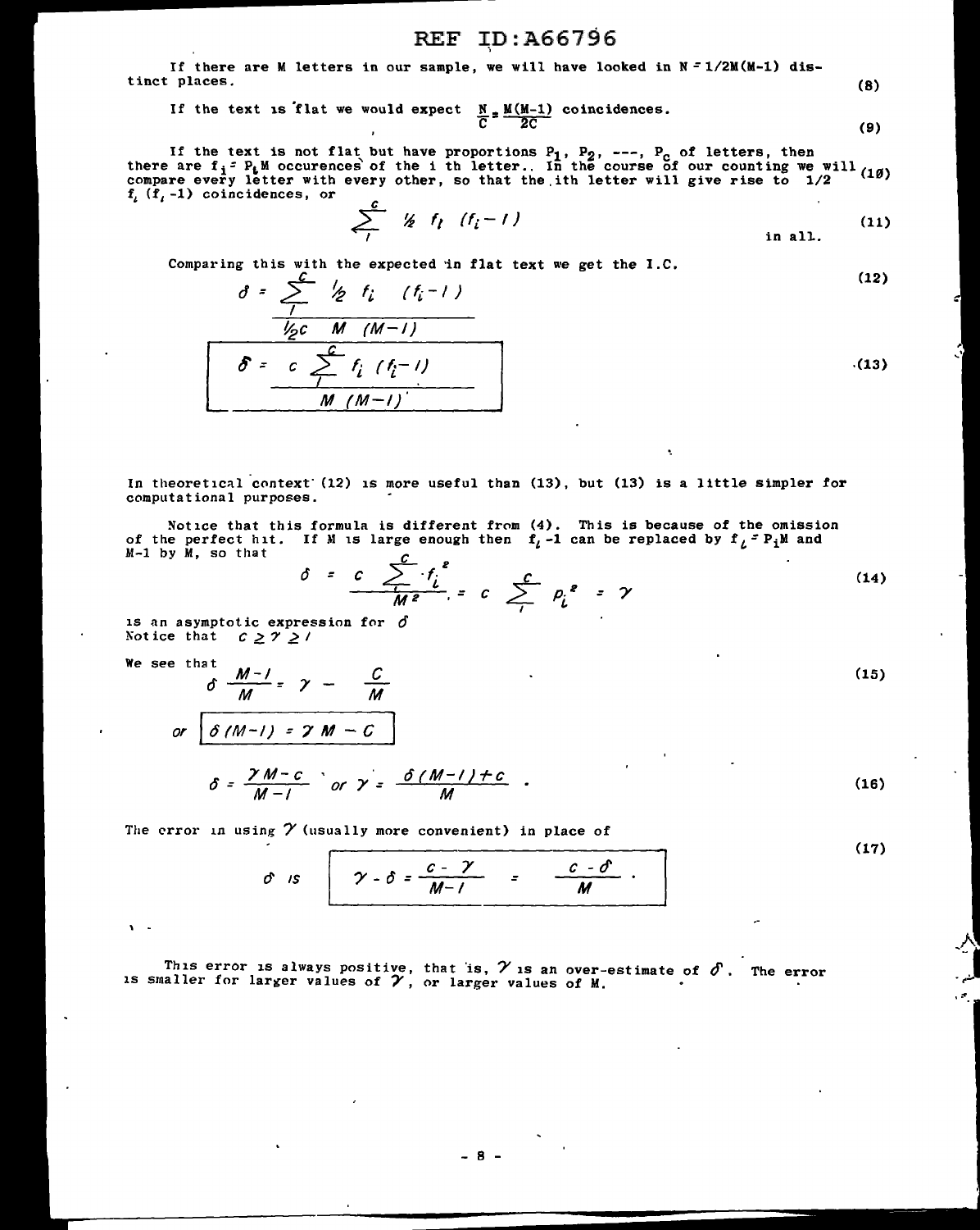If there are M letters in our sample, we will have looked in $N = 1/2M(M-1)$ distinct places. (8)

If the text is flat we would expect $\frac{N}{C} = \frac{M(M-1)}{2C}$ coincidences. (9)

If the text is not flat but have proportions $P_1$, $P_2$, ---, $P_c$ of letters, then there are $f_i = P_i M$ occurences of the i th letter.. In the course of our counting we will compare every letter with every other, so that the ith letter will give rise to $1/2 \; f_i \; (f_i - 1)$ coincidences, or (10)

$$\sum_{1}^{c} \tfrac{1}{2} f_i \; (f_i - 1) \quad \text{in all.} \tag{11}$$

Comparing this with the expected in flat text we get the I.C.

$$\delta = \frac{\sum_{1}^{c} \tfrac{1}{2} f_i \quad (f_i - 1)}{\tfrac{1}{2}c \quad M \quad (M-1)} \tag{12}$$

$$\boxed{\delta = \frac{c \sum_{1}^{c} f_i \; (f_i - 1)}{M \; (M-1)}} \tag{13}$$

In theoretical context (12) is more useful than (13), but (13) is a little simpler for computational purposes.

Notice that this formula is different from (4). This is because of the omission of the perfect hit. If M is large enough then $f_i - 1$ can be replaced by $f_i = P_i M$ and $M-1$ by $M$, so that

$$\delta = \frac{c \sum_{1}^{c} f_i^2}{M^2} = c \sum_{1}^{c} P_i^2 = \gamma \tag{14}$$

is an asymptotic expression for $\delta$
Notice that $c \geq \gamma \geq 1$

We see that

$$\delta \frac{M-1}{M} = \gamma - \frac{C}{M} \tag{15}$$

or $\boxed{\delta (M-1) = \gamma M - C}$

$$\delta = \frac{\gamma M - c}{M - 1} \quad or \quad \gamma = \frac{\delta (M-1) + c}{M} . \tag{16}$$

The error in using $\gamma$ (usually more convenient) in place of

$$\delta \text{ is} \quad \boxed{\gamma - \delta = \frac{c - \gamma}{M-1} = \frac{c - \delta}{M} .} \tag{17}$$

This error is always positive, that is, $\gamma$ is an over-estimate of $\delta$. The error is smaller for larger values of $\gamma$, or larger values of M.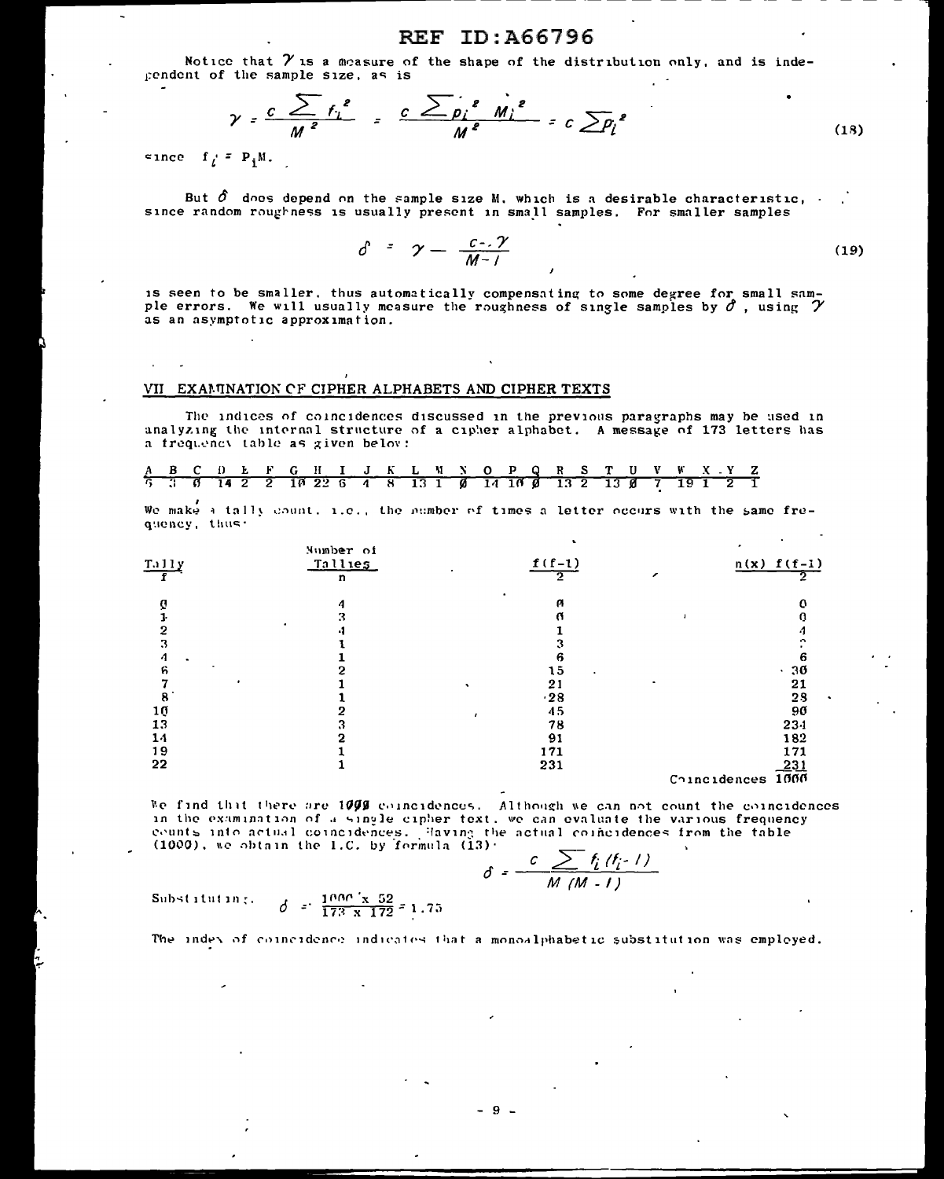Notice that $\gamma$ is a measure of the shape of the distribution only, and is independent of the sample size, as is

$$\gamma = \frac{c \sum f_i^2}{M^2} = \frac{c \sum p_i^2 \; M_i^2}{M^2} = c \sum p_i^2 \tag{18}$$

since $f_i = P_i M$.

But $\delta$ does depend on the sample size M, which is a desirable characteristic, since random roughness is usually present in small samples. For smaller samples

$$\delta = \gamma - \frac{c - \gamma}{M - 1} \tag{19}$$

is seen to be smaller, thus automatically compensating to some degree for small sample errors. We will usually measure the roughness of single samples by $\delta$, using $\gamma$ as an asymptotic approximation.

## VII EXAMINATION OF CIPHER ALPHABETS AND CIPHER TEXTS

The indices of coincidences discussed in the previous paragraphs may be used in analyzing the internal structure of a cipher alphabet. A message of 173 letters has a frequency table as given below:

| A | B | C | D | E | F | G | H | I | J | K | L | M | N | O | P | Q | R | S | T | U | V | W | X | Y | Z |
|---|---|---|---|---|---|---|---|---|---|---|---|---|---|---|---|---|---|---|---|---|---|---|---|---|---|
| 6 | 3 | 0 | 14 | 2 | 2 | 10 | 22 | 6 | 4 | 8 | 13 | 1 | 0 | 14 | 10 | 0 | 13 | 2 | 13 | 0 | 7 | 19 | 1 | 2 | 1 |

We make a tally count, i.e., the number of times a letter occurs with the same frequency, thus:

| Tally f | Number of Tallies n | $\frac{f(f-1)}{2}$ | $n(x)\ \frac{f(f-1)}{2}$ |
|---|---|---|---|
| 0 | 4 | 0 | 0 |
| 1 | 3 | 0 | 0 |
| 2 | 4 | 1 | 4 |
| 3 | 1 | 3 | 3 |
| 4 | 1 | 6 | 6 |
| 6 | 2 | 15 | 30 |
| 7 | 1 | 21 | 21 |
| 8 | 1 | 28 | 28 |
| 10 | 2 | 45 | 90 |
| 13 | 3 | 78 | 234 |
| 14 | 2 | 91 | 182 |
| 19 | 1 | 171 | 171 |
| 22 | 1 | 231 | 231 |
| | | Coincidences | 1000 |

We find that there are 1000 coincidences. Although we can not count the coincidences in the examination of a single cipher text, we can evaluate the various frequency counts into actual coincidences. Having the actual coincidences from the table (1000), we obtain the I.C. by formula (13):

$$\delta = \frac{c \sum f_i (f_i - 1)}{M (M - 1)}$$

Substituting, $\delta = \frac{1000 \times 52}{173 \times 172} = 1.75$

The index of coincidence indicates that a monoalphabetic substitution was employed.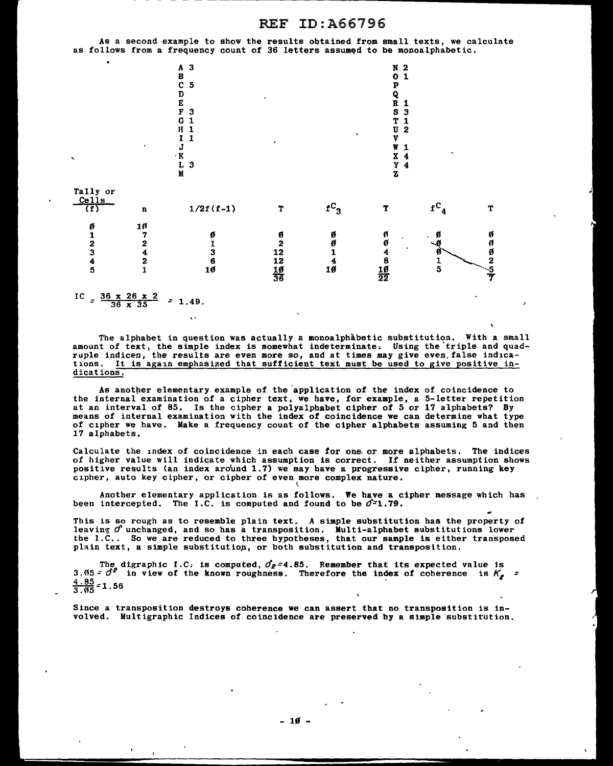As a second example to show the results obtained from small texts, we calculate as follows from a frequency count of 36 letters assumed to be monoalphabetic.

| Letter | Count | Letter | Count |
|---|---|---|---|
| A | 3 | N | 2 |
| B | | O | 1 |
| C | 5 | P | |
| D | | Q | |
| E | | R | 1 |
| F | 3 | S | 3 |
| G | 1 | T | 1 |
| H | 1 | U | 2 |
| I | 1 | V | |
| J | | W | 1 |
| K | | X | 4 |
| L | 3 | Y | 4 |
| M | | Z | |

| Tally or Cells (f) | n | 1/2f(f-1) | T | $f^{C}_{3}$ | T | $f^{C}_{4}$ | T |
|---|---|---|---|---|---|---|---|
| 0 | 10 | | | | | | |
| 1 | 7 | 0 | 0 | 0 | 0 | 0 | 0 |
| 2 | 2 | 1 | 2 | 0 | 0 | 0 | 0 |
| 3 | 4 | 3 | 12 | 1 | 4 | 0 | 0 |
| 4 | 2 | 6 | 12 | 4 | 8 | 1 | 2 |
| 5 | 1 | 10 | 10 | 10 | 10 | 5 | 5 |
| | | | 36 | | 22 | | 7 |

$$IC = \frac{36 \times 26 \times 2}{36 \times 35} = 1.49.$$

The alphabet in question was actually a monoalphabetic substitution. With a small amount of text, the simple index is somewhat indeterminate. Using the triple and quadruple indices, the results are even more so, and at times may give even false indications. It is again emphasized that sufficient text must be used to give positive indications.

As another elementary example of the application of the index of coincidence to the internal examination of a cipher text, we have, for example, a 5-letter repetition at an interval of 85. Is the cipher a polyalphabet cipher of 5 or 17 alphabets? By means of internal examination with the index of coincidence we can determine what type of cipher we have. Make a frequency count of the cipher alphabets assuming 5 and then 17 alphabets.

Calculate the index of coincidence in each case for one or more alphabets. The indices of higher value will indicate which assumption is correct. If neither assumption shows positive results (an index around 1.7) we may have a progressive cipher, running key cipher, auto key cipher, or cipher of even more complex nature.

Another elementary application is as follows. We have a cipher message which has been intercepted. The I.C. is computed and found to be $\delta = 1.79$.

This is so rough as to resemble plain text. A simple substitution has the property of leaving $\delta$ unchanged, and so has a transposition. Multi-alphabet substitutions lower the I.C.. So we are reduced to three hypotheses, that our sample is either transposed plain text, a simple substitution, or both substitution and transposition.

The digraphic I.C. is computed, $\delta_2 = 4.85$. Remember that its expected value is $3.05 = \delta^2$ in view of the known roughness. Therefore the index of coherence is $K_2 = \frac{4.85}{3.05} = 1.56$

Since a transposition destroys coherence we can assert that no transposition is involved. Multigraphic Indices of coincidence are preserved by a simple substitution.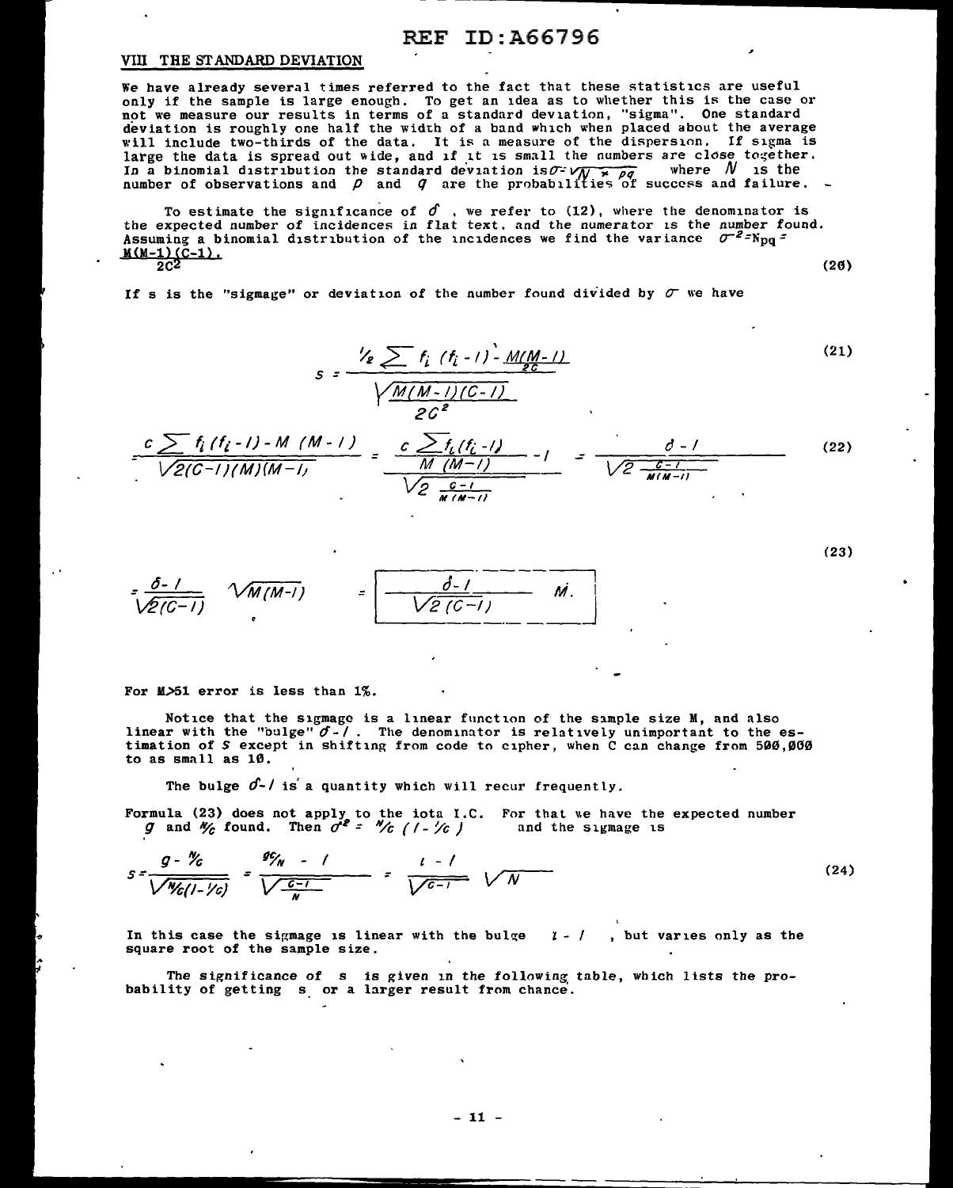## VIII THE STANDARD DEVIATION

We have already several times referred to the fact that these statistics are useful only if the sample is large enough. To get an idea as to whether this is the case or not we measure our results in terms of a standard deviation, "sigma". One standard deviation is roughly one half the width of a band which when placed about the average will include two-thirds of the data. It is a measure of the dispersion. If sigma is large the data is spread out wide, and if it is small the numbers are close together. In a binomial distribution the standard deviation is $\sigma = \sqrt{N \times pq}$ where $N$ is the number of observations and $p$ and $q$ are the probabilities of success and failure.

To estimate the significance of $\delta$, we refer to (12), where the denominator is the expected number of incidences in flat text, and the numerator is the number found. Assuming a binomial distribution of the incidences we find the variance $\sigma^2 = Npq = \frac{M(M-1)(C-1)}{2C^2}$. (20)

If s is the "sigmage" or deviation of the number found divided by $\sigma$ we have

$$s = \frac{\frac{1}{2}\sum f_i(f_i - 1) - \frac{M(M-1)}{2C}}{\sqrt{\frac{M(M-1)(C-1)}{2C^2}}} \tag{21}$$

$$= \frac{c\sum f_i(f_i-1) - M(M-1)}{\sqrt{2(C-1)(M)(M-1)}} = \frac{\frac{c\sum f_i(f_i-1)}{M(M-1)} - 1}{\sqrt{2\frac{C-1}{M(M-1)}}} = \frac{\delta - 1}{\sqrt{2\frac{C-1}{M(M-1)}}} \tag{22}$$

$$= \frac{\delta - 1}{\sqrt{2(C-1)}}\sqrt{M(M-1)} = \boxed{\frac{\delta - 1}{\sqrt{2(C-1)}}\, M.} \tag{23}$$

For M>51 error is less than 1%.

Notice that the sigmage is a linear function of the sample size M, and also linear with the "bulge" $\delta - 1$. The denominator is relatively unimportant to the estimation of $S$ except in shifting from code to cipher, when C can change from 500,000 to as small as 10.

The bulge $\delta - 1$ is a quantity which will recur frequently.

Formula (23) does not apply to the iota I.C. For that we have the expected number $g$ and $N/c$ found. Then $\sigma^2 = N/c\,(1 - 1/c)$ and the sigmage is

$$s = \frac{g - N/c}{\sqrt{N/c(1 - 1/c)}} = \frac{gc/N - 1}{\sqrt{\frac{c-1}{N}}} = \frac{\iota - 1}{\sqrt{c-1}}\sqrt{N} \tag{24}$$

In this case the sigmage is linear with the bulge $\iota - 1$, but varies only as the square root of the sample size.

The significance of s is given in the following table, which lists the probability of getting s or a larger result from chance.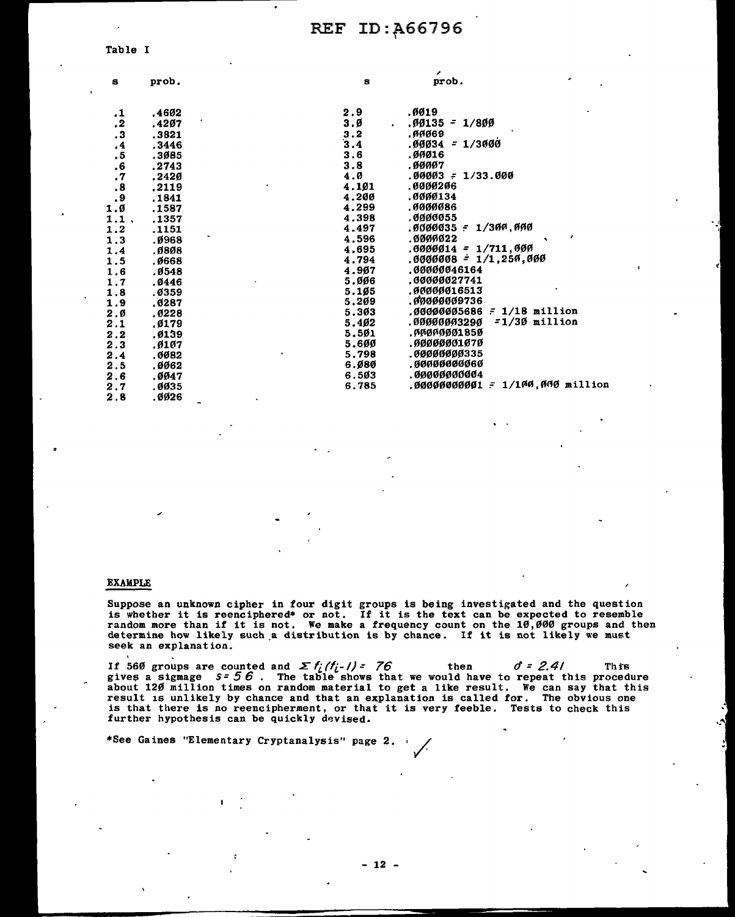Table I

| s | prob. | s | prob. |
|---|---|---|---|
| .1 | .4602 | 2.9 | .0019 |
| .2 | .4207 | 3.0 | .00135 = 1/800 |
| .3 | .3821 | 3.2 | .00069 |
| .4 | .3446 | 3.4 | .00034 = 1/3000 |
| .5 | .3085 | 3.6 | .00016 |
| .6 | .2743 | 3.8 | .00007 |
| .7 | .2420 | 4.0 | .00003 = 1/33.000 |
| .8 | .2119 | 4.101 | .0000206 |
| .9 | .1841 | 4.200 | .0000134 |
| 1.0 | .1587 | 4.299 | .0000086 |
| 1.1 | .1357 | 4.398 | .0000055 |
| 1.2 | .1151 | 4.497 | .0000035 = 1/300,000 |
| 1.3 | .0968 | 4.596 | .0000022 |
| 1.4 | .0808 | 4.695 | .0000014 = 1/711,000 |
| 1.5 | .0668 | 4.794 | .0000008 = 1/1,250,000 |
| 1.6 | .0548 | 4.907 | .00000046164 |
| 1.7 | .0446 | 5.006 | .00000027741 |
| 1.8 | .0359 | 5.105 | .00000016513 |
| 1.9 | .0287 | 5.209 | .00000009736 |
| 2.0 | .0228 | 5.303 | .00000005686 = 1/18 million |
| 2.1 | .0179 | 5.402 | .00000003290 = 1/30 million |
| 2.2 | .0139 | 5.501 | .00000001850 |
| 2.3 | .0107 | 5.600 | .00000001070 |
| 2.4 | .0082 | 5.798 | .00000000335 |
| 2.5 | .0062 | 6.080 | .00000000060 |
| 2.6 | .0047 | 6.503 | .00000000004 |
| 2.7 | .0035 | 6.785 | .00000000001 = 1/100,000 million |
| 2.8 | .0026 | | |

## EXAMPLE

Suppose an unknown cipher in four digit groups is being investigated and the question is whether it is reenciphered* or not. If it is the text can be expected to resemble random more than if it is not. We make a frequency count on the 10,000 groups and then determine how likely such a distribution is by chance. If it is not likely we must seek an explanation.

If 560 groups are counted and $\Sigma f_i(f_i - 1) = 76$ then $\sigma = 2.41$ This gives a sigmage $s = 5.6$. The table shows that we would have to repeat this procedure about 120 million times on random material to get a like result. We can say that this result is unlikely by chance and that an explanation is called for. The obvious one is that there is no reencipherment, or that it is very feeble. Tests to check this further hypothesis can be quickly devised.

*See Gaines "Elementary Cryptanalysis" page 2.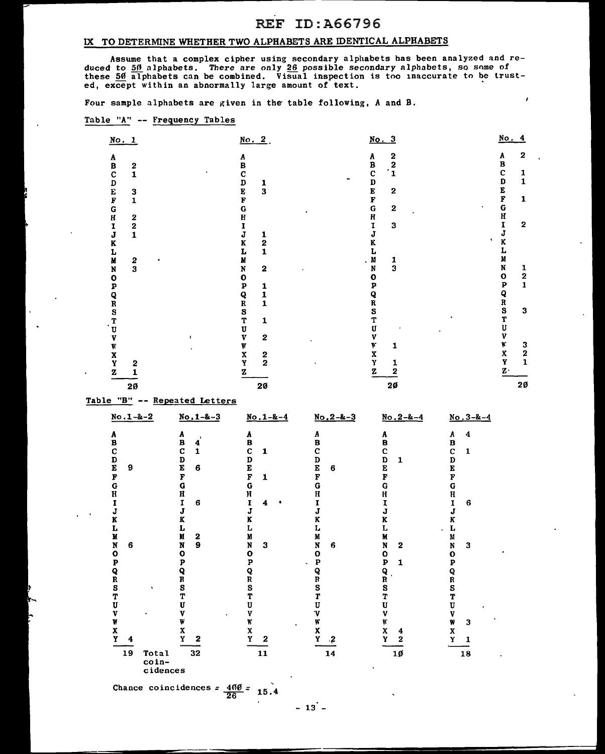## IX TO DETERMINE WHETHER TWO ALPHABETS ARE IDENTICAL ALPHABETS

Assume that a complex cipher using secondary alphabets has been analyzed and reduced to 5Ø alphabets. There are only 26 possible secondary alphabets, so some of these 5Ø alphabets can be combined. Visual inspection is too inaccurate to be trusted, except within an abnormally large amount of text.

Four sample alphabets are given in the table following, A and B.

Table "A" -- Frequency Tables

| | No. 1 | No. 2 | No. 3 | No. 4 |
|---|---|---|---|---|
| A | | | 2 | 2 |
| B | 2 | | 2 | |
| C | 1 | | 1 | 1 |
| D | | 1 | | 1 |
| E | 3 | 3 | 2 | |
| F | 1 | | | 1 |
| G | | | 2 | |
| H | 2 | | | |
| I | 2 | | 3 | 2 |
| J | 1 | 1 | | |
| K | | 2 | | |
| L | | 1 | | |
| M | 2 | | 1 | |
| N | 3 | 2 | 3 | 1 |
| O | | | | 2 |
| P | | 1 | | 1 |
| Q | | 1 | | |
| R | | 1 | | |
| S | | | | 3 |
| T | | 1 | | |
| U | | | | |
| V | | 2 | | |
| W | | | 1 | 3 |
| X | | 2 | | 2 |
| Y | 2 | 2 | 1 | 1 |
| Z | 1 | | 2 | |
| | 2Ø | 2Ø | 2Ø | 2Ø |

Table "B" -- Repeated Letters

| | No.1-&-2 | No.1-&-3 | No.1-&-4 | No.2-&-3 | No.2-&-4 | No.3-&-4 |
|---|---|---|---|---|---|---|
| A | | | | | | 4 |
| B | | 4 | | | | |
| C | | 1 | 1 | | | 1 |
| D | | | | | 1 | |
| E | 9 | 6 | | 6 | | |
| F | | | 1 | | | |
| G | | | | | | |
| H | | | | | | |
| I | | 6 | 4 | | | 6 |
| J | | | | | | |
| K | | | | | | |
| L | | | | | | |
| M | | 2 | | | | |
| N | 6 | 9 | 3 | 6 | 2 | 3 |
| O | | | | | | |
| P | | | | | 1 | |
| Q | | | | | | |
| R | | | | | | |
| S | | | | | | |
| T | | | | | | |
| U | | | | | | |
| V | | | | | | |
| W | | | | | | 3 |
| X | | | | | 4 | |
| Y | 4 | 2 | 2 | 2 | 2 | 1 |
| Total coincidences | 19 | 32 | 11 | 14 | 1Ø | 18 |

Chance coincidences $= \frac{4ØØ}{26} = 15.4$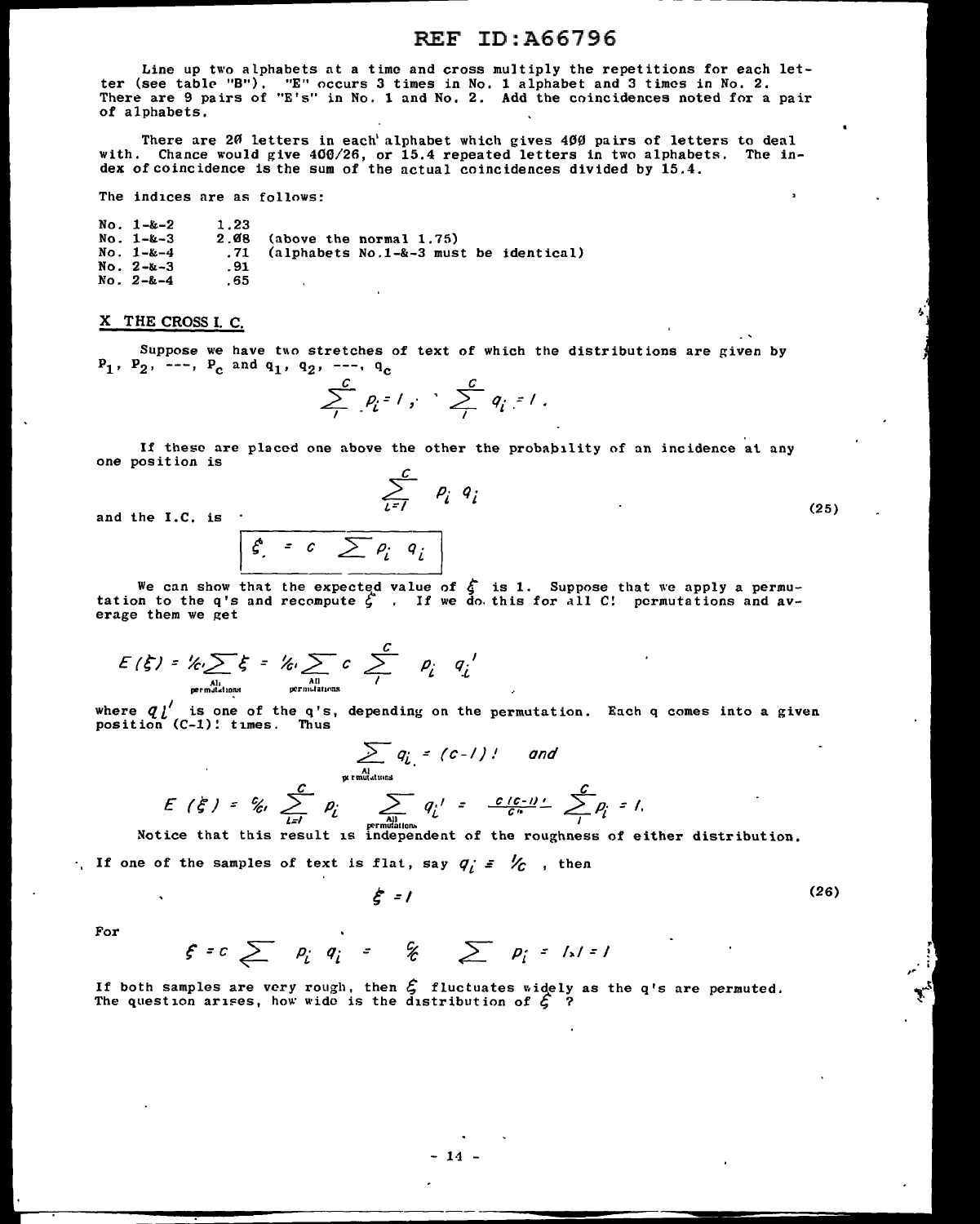Line up two alphabets at a time and cross multiply the repetitions for each letter (see table "B"). "E" occurs 3 times in No. 1 alphabet and 3 times in No. 2. There are 9 pairs of "E's" in No. 1 and No. 2. Add the coincidences noted for a pair of alphabets.

There are 20 letters in each alphabet which gives 400 pairs of letters to deal with. Chance would give 400/26, or 15.4 repeated letters in two alphabets. The index of coincidence is the sum of the actual coincidences divided by 15.4.

The indices are as follows:

| | | |
|---|---|---|
| No. 1-&-2 | 1.23 | |
| No. 1-&-3 | 2.08 | (above the normal 1.75) |
| No. 1-&-4 | .71 | (alphabets No.1-&-3 must be identical) |
| No. 2-&-3 | .91 | |
| No. 2-&-4 | .65 | |

## X THE CROSS I. C.

Suppose we have two stretches of text of which the distributions are given by $p_1, p_2, ---, p_c$ and $q_1, q_2, ---, q_c$

$$\sum_1^c p_i = 1, \quad \sum_1^c q_i = 1.$$

If these are placed one above the other the probability of an incidence at any one position is

$$\sum_{i=1}^{c} p_i \, q_i \tag{25}$$

and the I.C. is

$$\boxed{\xi = c \sum p_i \, q_i}$$

We can show that the expected value of $\xi$ is 1. Suppose that we apply a permutation to the q's and recompute $\xi$. If we do this for all C! permutations and average them we get

$$E(\xi) = 1/c! \sum_{\text{All permutations}} \xi = 1/c! \sum_{\text{All permutations}} c \sum_1^c p_i \, q_i'$$

where $q_i'$ is one of the q's, depending on the permutation. Each q comes into a given position (C-1)! times. Thus

$$\sum_{\text{All permutations}} q_i = (c-1)! \quad \text{and}$$

$$E(\xi) = c/c! \sum_{i=1}^{c} p_i \sum_{\text{All permutations}} q_i' = \frac{c(c-1)!}{c!} \sum_1^c p_i = 1.$$

Notice that this result is independent of the roughness of either distribution.

If one of the samples of text is flat, say $q_i = 1/c$, then

$$\xi = 1 \tag{26}$$

For

$$\xi = c \sum p_i \, q_i = c/c \sum p_i = 1 \cdot 1 = 1$$

If both samples are very rough, then $\xi$ fluctuates widely as the q's are permuted. The question arises, how wide is the distribution of $\xi$ ?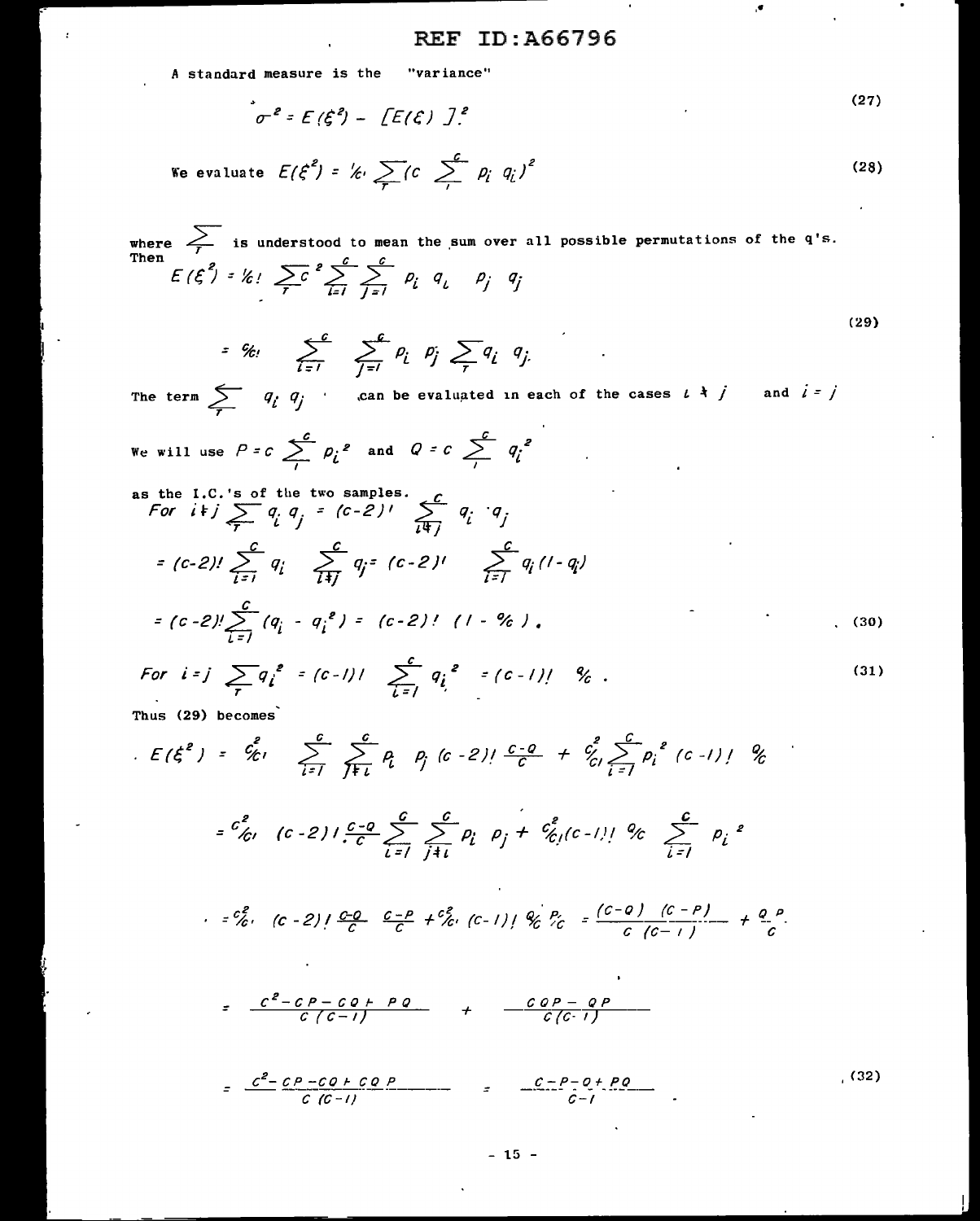A standard measure is the "variance"

$$\sigma^2 = E(\xi^2) - [E(\xi)]^2 \tag{27}$$

We evaluate $E(\xi^2) = 1/c! \sum_T (c \sum_1^c p_i \, q_i)^2$ (28)

where $\sum_T$ is understood to mean the sum over all possible permutations of the q's. Then

$$E(\xi^2) = 1/c! \sum_T c^2 \sum_{i=1}^{c} \sum_{j=1}^{c} p_i \; q_i \quad p_j \; q_j$$

$$= c^2/c! \quad \sum_{i=1}^{c} \quad \sum_{j=1}^{c} p_i \; p_j \sum_T q_i \; q_j. \tag{29}$$

The term $\sum_T q_i \, q_j$ can be evaluated in each of the cases $i \neq j$ and $i = j$

We will use $P = c \sum_1^c p_i^2$ and $Q = c \sum_1^c q_i^2$

as the I.C.'s of the two samples.

For $i \neq j$ $\sum_T q_i \, q_j = (c-2)! \sum_{i \neq j}^{c} q_i \cdot q_j$

$$= (c-2)! \sum_{i=1}^{c} q_i \quad \sum_{i \neq j}^{c} q_j = (c-2)! \quad \sum_{i=1}^{c} q_i (1 - q_i)$$

$$= (c-2)! \sum_{i=1}^{c} (q_i - q_i^2) = (c-2)! \; (1 - Q/c). \tag{30}$$

$$\text{For } i = j \; \sum_T q_i^2 = (c-1)! \quad \sum_{i=1}^{c} q_i^2 = (c-1)! \quad Q/c. \tag{31}$$

Thus (29) becomes

$$E(\xi^2) = c^2/c! \quad \sum_{i=1}^{c} \sum_{j \neq i}^{c} p_i \quad p_j \; (c-2)! \, \frac{c-Q}{c} + c^2/c! \sum_{i=1}^{c} p_i^2 \; (c-1)! \quad Q/c$$

$$= c^2/c! \quad (c-2)! \, \frac{c-Q}{c} \sum_{i=1}^{c} \sum_{j \neq i}^{c} p_i \quad p_j + c^2/c! (c-1)! \; Q/c \quad \sum_{i=1}^{c} p_i^2$$

$$= c^2/c! \quad (c-2)! \, \frac{c-Q}{c} \quad \frac{c-P}{c} + c^2/c! \; (c-1)! \; Q/c \; P/c = \frac{(c-Q) \quad (c-P)}{c \; (c-1)} + \frac{Q \; P}{c}$$

$$= \frac{c^2 - cP - cQ + PQ}{c \; (c-1)} \quad + \quad \frac{cQP - QP}{c(c-1)}$$

$$= \frac{c^2 - cP - cQ + cQP}{c \; (c-1)} \quad = \quad \frac{c - P - Q + PQ}{c - 1} \tag{32}$$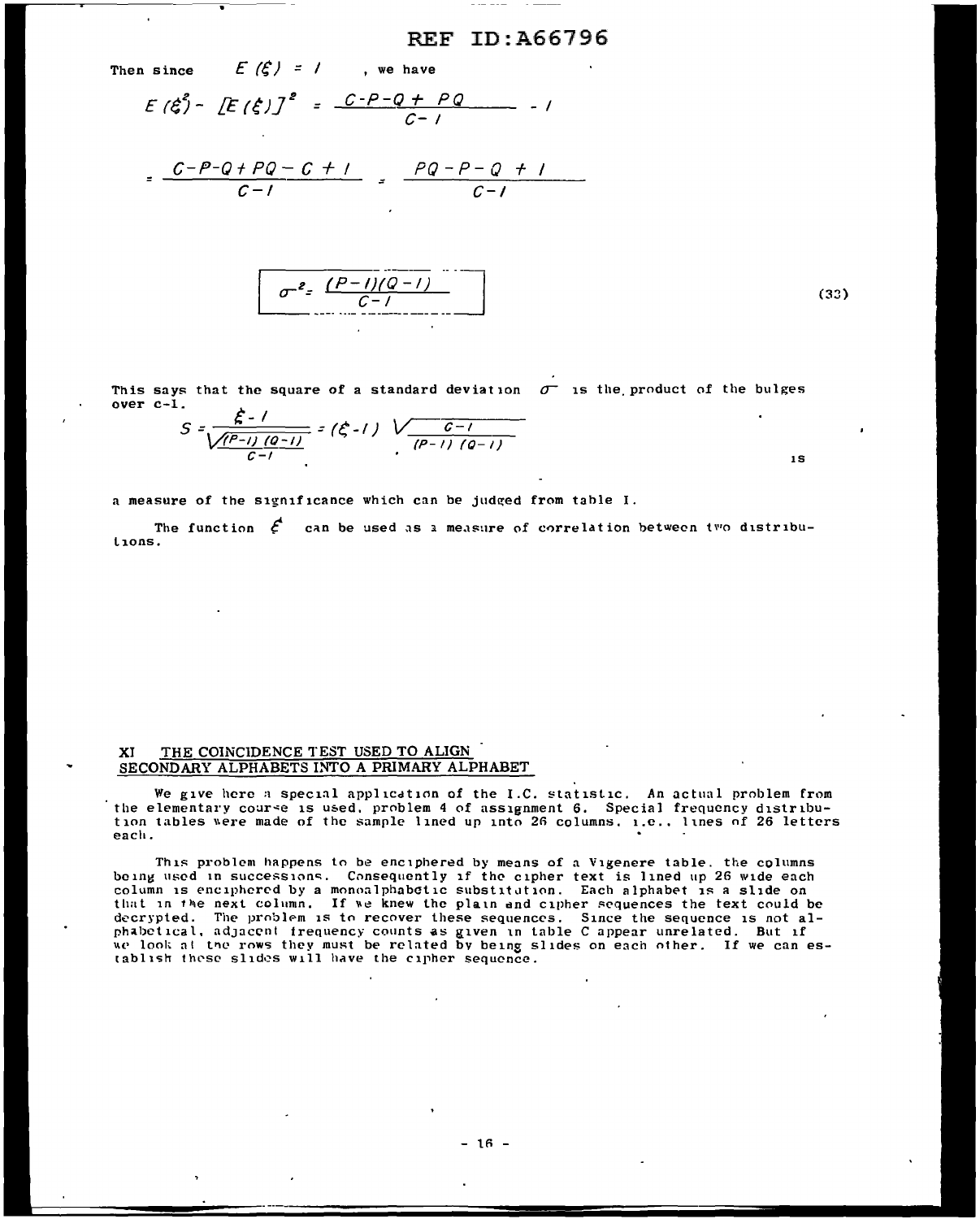Then since $E(\xi) = 1$, we have

$$E(\xi^2) - [E(\xi)]^2 = \frac{C-P-Q+PQ}{C-1} - 1$$

$$= \frac{C-P-Q+PQ-C+1}{C-1} = \frac{PQ-P-Q+1}{C-1}$$

$$\boxed{\sigma^2 = \frac{(P-1)(Q-1)}{C-1}} \tag{33}$$

This says that the square of a standard deviation $\sigma$ is the product of the bulges over c-1.

$$S = \frac{\xi-1}{\sqrt{\frac{(P-1)(Q-1)}{C-1}}} = (\xi-1)\sqrt{\frac{C-1}{(P-1)(Q-1)}}$$

is a measure of the significance which can be judged from table I.

The function $\xi$ can be used as a measure of correlation between two distributions.

## XI THE COINCIDENCE TEST USED TO ALIGN SECONDARY ALPHABETS INTO A PRIMARY ALPHABET

We give here a special application of the I.C. statistic. An actual problem from the elementary course is used, problem 4 of assignment 6. Special frequency distribution tables were made of the sample lined up into 26 columns, i.e., lines of 26 letters each.

This problem happens to be enciphered by means of a Vigenere table, the columns being used in successions. Consequently if the cipher text is lined up 26 wide each column is enciphered by a monoalphabetic substitution. Each alphabet is a slide on that in the next column. If we knew the plain and cipher sequences the text could be decrypted. The problem is to recover these sequences. Since the sequence is not alphabetical, adjacent frequency counts as given in table C appear unrelated. But if we look at the rows they must be related by being slides on each other. If we can establish these slides will have the cipher sequence.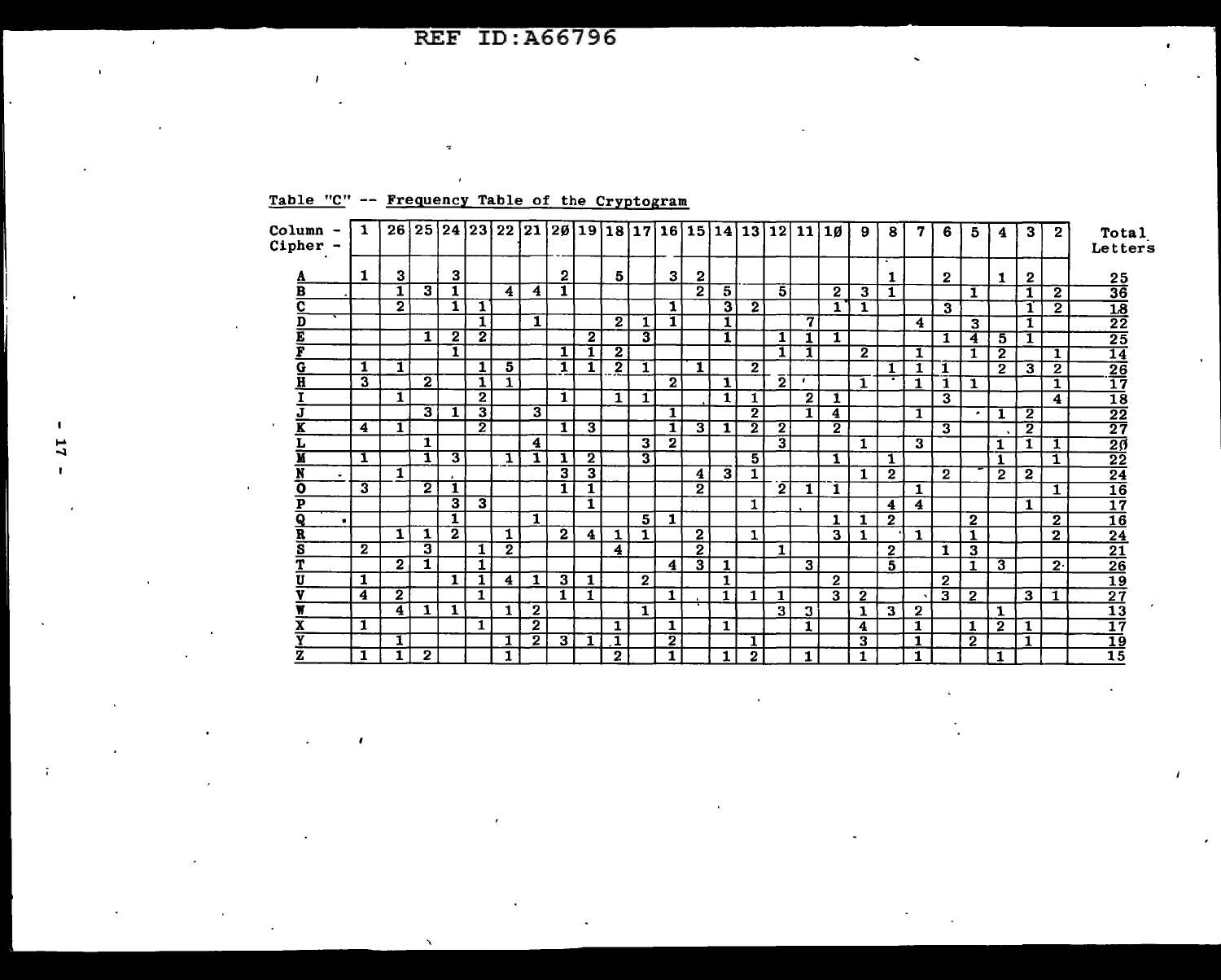Table "C" -- Frequency Table of the Cryptogram

| Column - / Cipher - | 1 | 26 | 25 | 24 | 23 | 22 | 21 | 2Ø | 19 | 18 | 17 | 16 | 15 | 14 | 13 | 12 | 11 | 1Ø | 9 | 8 | 7 | 6 | 5 | 4 | 3 | 2 | Total Letters |
|---|---|---|---|---|---|---|---|---|---|---|---|---|---|---|---|---|---|---|---|---|---|---|---|---|---|---|---|
| A | 1 | 3 | | 3 | | | | 2 | | 5 | | 3 | 2 | | | | | | | 1 | | 2 | | 1 | 2 | | 25 |
| B | | 1 | 3 | 1 | | 4 | 4 | 1 | | | | | 2 | 5 | | 5 | | 2 | 3 | 1 | | | 1 | | 1 | 2 | 36 |
| C | | 2 | | 1 | 1 | | | | | | | 1 | | 3 | 2 | | | 1 | 1 | | | 3 | | | 1 | 2 | 18 |
| D | | | | | 1 | | 1 | | | 2 | 1 | 1 | | 1 | | | 7 | | | | 4 | | 3 | | 1 | | 22 |
| E | | | 1 | 2 | 2 | | | | 2 | | 3 | | | 1 | | 1 | 1 | 1 | | | | 1 | 4 | 5 | 1 | | 25 |
| F | | | | 1 | | | | 1 | 1 | 2 | | | | | | 1 | 1 | | 2 | | 1 | | 1 | 2 | | 1 | 14 |
| G | 1 | 1 | | | 1 | 5 | | 1 | 1 | 2 | 1 | | 1 | | 2 | | | | | 1 | 1 | 1 | | 2 | 3 | 2 | 26 |
| H | 3 | | 2 | | 1 | 1 | | | | | | 2 | | 1 | | 2 | | | 1 | | 1 | 1 | 1 | | | 1 | 17 |
| I | | 1 | | | 2 | | | 1 | | 1 | 1 | | | 1 | 1 | | 2 | 1 | | | | 3 | | | | 4 | 18 |
| J | | | 3 | 1 | 3 | | 3 | | | | | 1 | | | 2 | | 1 | 4 | | | 1 | | | 1 | 2 | | 22 |
| K | 4 | 1 | | | 2 | | | 1 | 3 | | | 1 | 3 | 1 | 2 | 2 | | 2 | | | | 3 | | | 2 | | 27 |
| L | | | 1 | | | | 4 | | | | 3 | 2 | | | | 3 | | | 1 | | 3 | | | 1 | 1 | 1 | 2Ø |
| M | 1 | | 1 | 3 | | 1 | 1 | 1 | 2 | | 3 | | | | 5 | | | 1 | | 1 | | | | 1 | | 1 | 22 |
| N | | 1 | | | | | | 3 | 3 | | | | 4 | 3 | 1 | | | | 1 | 2 | | 2 | | 2 | 2 | | 24 |
| O | 3 | | 2 | 1 | | | | 1 | 1 | | | | 2 | | | 2 | 1 | 1 | | | 1 | | | | | 1 | 16 |
| P | | | | 3 | 3 | | | | 1 | | | | | | 1 | | | | | 4 | 4 | | | | 1 | | 17 |
| Q | | | | 1 | | | 1 | | | | 5 | 1 | | | | | | 1 | 1 | 2 | | | 2 | | | 2 | 16 |
| R | | 1 | 1 | 2 | | 1 | | 2 | 4 | 1 | 1 | | 2 | | 1 | | | 3 | 1 | | 1 | | 1 | | | 2 | 24 |
| S | 2 | | 3 | | 1 | 2 | | | | 4 | | | 2 | | | 1 | | | | 2 | | 1 | 3 | | | | 21 |
| T | | 2 | 1 | | 1 | | | | | | | 4 | 3 | 1 | | | 3 | | | 5 | | | 1 | 3 | | 2 | 26 |
| U | 1 | | | 1 | 1 | 4 | 1 | 3 | 1 | | 2 | | | 1 | | | | 2 | | | | 2 | | | | | 19 |
| V | 4 | 2 | | | 1 | | | 1 | 1 | | | 1 | | 1 | 1 | 1 | | 3 | 2 | | | 3 | 2 | | 3 | 1 | 27 |
| W | | 4 | 1 | 1 | | 1 | 2 | | | | 1 | | | | | 3 | 3 | | 1 | 3 | 2 | | | 1 | | | 13 |
| X | 1 | | | | 1 | | 2 | | | 1 | | 1 | | 1 | | | 1 | | 4 | | 1 | | 1 | 2 | 1 | | 17 |
| Y | | 1 | | | | 1 | 2 | 3 | 1 | 1 | | 2 | | | 1 | | | | 3 | | 1 | | 2 | | 1 | | 19 |
| Z | 1 | 1 | 2 | | | 1 | | | | 2 | | 1 | | 1 | 2 | | 1 | | 1 | | 1 | | | 1 | | | 15 |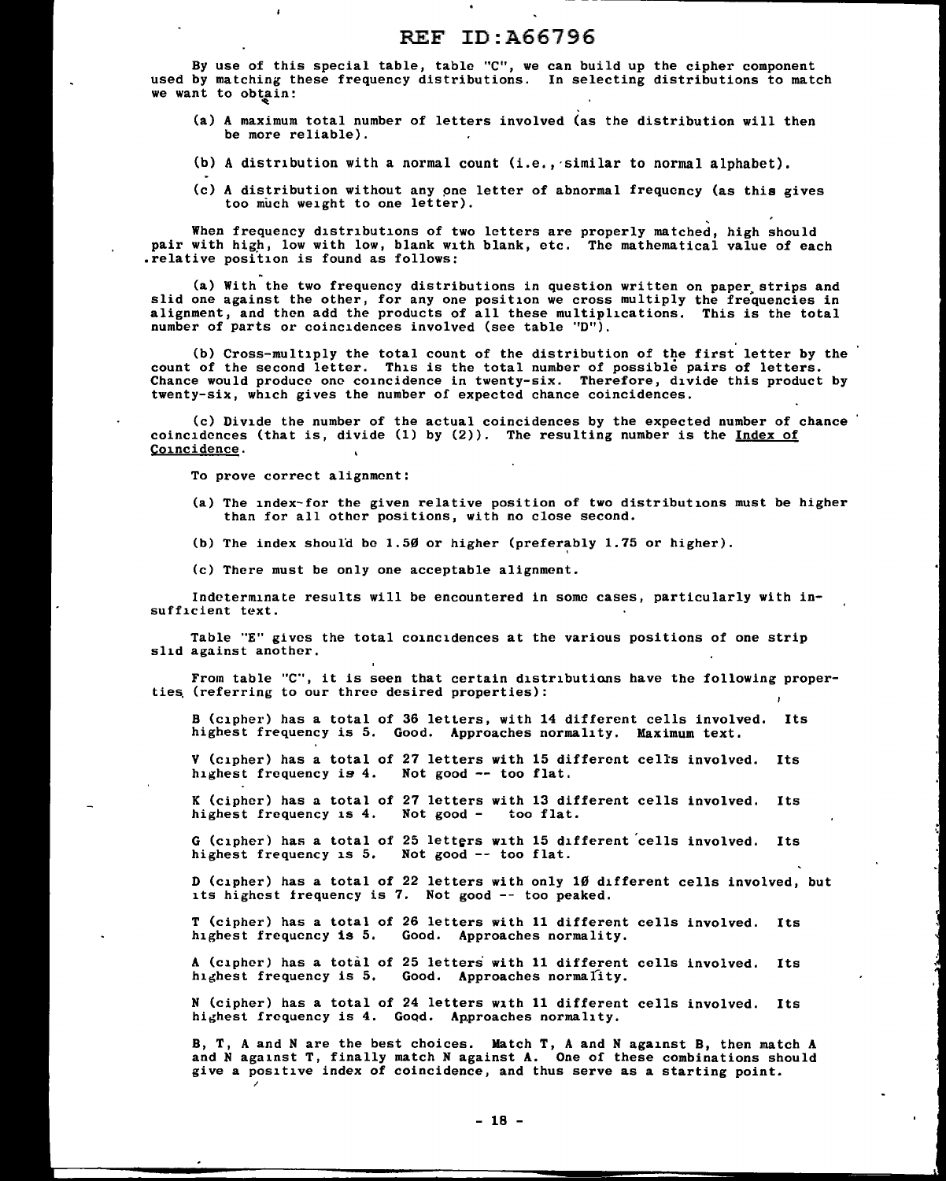By use of this special table, table "C", we can build up the cipher component used by matching these frequency distributions. In selecting distributions to match we want to obtain:

(a) A maximum total number of letters involved (as the distribution will then be more reliable).

(b) A distribution with a normal count (i.e., similar to normal alphabet).

(c) A distribution without any one letter of abnormal frequency (as this gives too much weight to one letter).

When frequency distributions of two letters are properly matched, high should pair with high, low with low, blank with blank, etc. The mathematical value of each relative position is found as follows:

(a) With the two frequency distributions in question written on paper strips and slid one against the other, for any one position we cross multiply the frequencies in alignment, and then add the products of all these multiplications. This is the total number of parts or coincidences involved (see table "D").

(b) Cross-multiply the total count of the distribution of the first letter by the count of the second letter. This is the total number of possible pairs of letters. Chance would produce one coincidence in twenty-six. Therefore, divide this product by twenty-six, which gives the number of expected chance coincidences.

(c) Divide the number of the actual coincidences by the expected number of chance coincidences (that is, divide (1) by (2)). The resulting number is the <u>Index of Coincidence</u>.

To prove correct alignment:

(a) The index for the given relative position of two distributions must be higher than for all other positions, with no close second.

(b) The index should be 1.50 or higher (preferably 1.75 or higher).

(c) There must be only one acceptable alignment.

Indeterminate results will be encountered in some cases, particularly with insufficient text.

Table "E" gives the total coincidences at the various positions of one strip slid against another.

From table "C", it is seen that certain distributions have the following properties (referring to our three desired properties):

B (cipher) has a total of 36 letters, with 14 different cells involved. Its highest frequency is 5. Good. Approaches normality. **Maximum text.**

V (cipher) has a total of 27 letters with 15 different cells involved. Its highest frequency is 4. Not good -- too flat.

K (cipher) has a total of 27 letters with 13 different cells involved. Its highest frequency is 4. Not good - too flat.

G (cipher) has a total of 25 letters with 15 different cells involved. Its highest frequency is 5. Not good -- too flat.

D (cipher) has a total of 22 letters with only 10 different cells involved, but its highest frequency is 7. Not good -- too peaked.

T (cipher) has a total of 26 letters with 11 different cells involved. Its highest frequency is 5. Good. Approaches normality.

A (cipher) has a total of 25 letters with 11 different cells involved. Its highest frequency is 5. Good. Approaches normality.

N (cipher) has a total of 24 letters with 11 different cells involved. Its highest frequency is 4. Good. Approaches normality.

B, T, A and N are the best choices. Match T, A and N against B, then match A and N against T, finally match N against A. One of these combinations should give a positive index of coincidence, and thus serve as a starting point.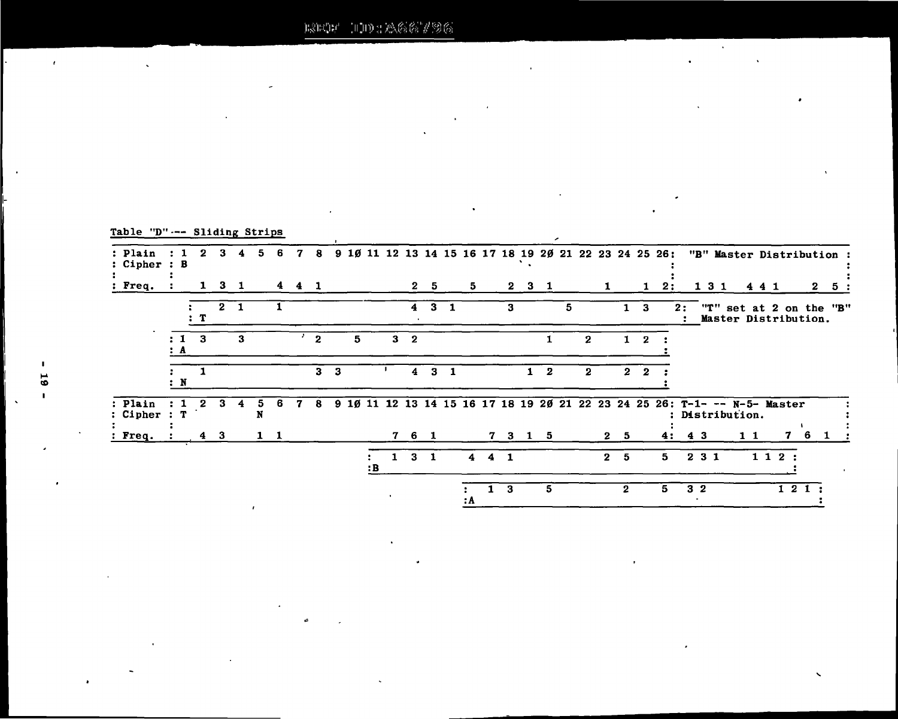Table "D" --- Sliding Strips

```
: Plain  : 1  2  3  4  5  6  7  8  9 10 11 12 13 14 15 16 17 18 19 20 21 22 23 24 25 26:  "B" Master Distribution :
: Cipher :  B                                                                         :                          :
:        :                                                                            :                          :
: Freq.  :     1  3  1     4  4  1              2  5     5     2  3  1        1     1  2:  1 3 1   4 4 1   2 5    :
         :      2  1     1                    4  3  1        3        5        1  3     2:  "T" set at 2 on the "B"
         : T                                                                             :  Master Distribution.
         :  1  3     3           2     5     3  2                    1     2     1  2    :
         : A                                                                             :
         :     1                 3  3           4  3  1           1  2     2     2  2    :
         : N                                                                             :
: Plain  : 1  2  3  4  5  6  7  8  9 10 11 12 13 14 15 16 17 18 19 20 21 22 23 24 25 26: T-1- -- N-5- Master     :
: Cipher :  T           N                                                             : Distribution.            :
:        :                                                                            :                          :
: Freq.  :     4  3     1  1                 7  6  1        7  3  1  5        2  5     4:  4 3   1 1   7 6 1      :
                                          :  1  3  1     4  4  1              2  5     5  2 3 1   1 1 2 :
                                          :B                                                         :
                                                         :  1  3     5           2     5  3 2       1 2 1 :
                                                         :A                                               :
```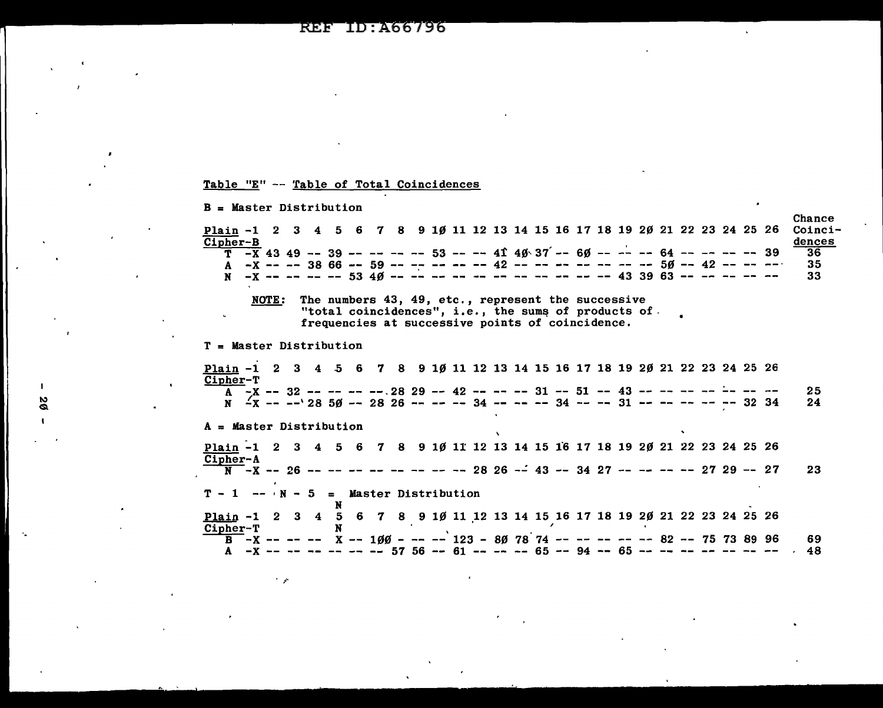Table "E" -- Table of Total Coincidences

B = Master Distribution

| Plain | 1 | 2 | 3 | 4 | 5 | 6 | 7 | 8 | 9 | 10 | 11 | 12 | 13 | 14 | 15 | 16 | 17 | 18 | 19 | 20 | 21 | 22 | 23 | 24 | 25 | 26 | Chance Coincidences |
|---|---|---|---|---|---|---|---|---|---|---|---|---|---|---|---|---|---|---|---|---|---|---|---|---|---|---|---|
| Cipher-B | | | | | | | | | | | | | | | | | | | | | | | | | | | |
| T | -X | 43 | 49 | -- | 39 | -- | -- | -- | -- | 53 | -- | -- | 41 | 40 | 37 | -- | 60 | -- | -- | -- | 64 | -- | -- | -- | -- | 39 | 36 |
| A | -X | -- | -- | 38 | 66 | -- | 59 | -- | -- | -- | -- | -- | 42 | -- | -- | -- | -- | -- | -- | -- | 50 | -- | 42 | -- | -- | -- | 35 |
| N | -X | -- | -- | -- | -- | 53 | 40 | -- | -- | -- | -- | -- | -- | -- | -- | -- | -- | -- | 43 | 39 | 63 | -- | -- | -- | -- | -- | 33 |

NOTE: The numbers 43, 49, etc., represent the successive "total coincidences", i.e., the sums of products of frequencies at successive points of coincidence.

T = Master Distribution

| Plain | 1 | 2 | 3 | 4 | 5 | 6 | 7 | 8 | 9 | 10 | 11 | 12 | 13 | 14 | 15 | 16 | 17 | 18 | 19 | 20 | 21 | 22 | 23 | 24 | 25 | 26 | Chance Coincidences |
|---|---|---|---|---|---|---|---|---|---|---|---|---|---|---|---|---|---|---|---|---|---|---|---|---|---|---|---|
| Cipher-T | | | | | | | | | | | | | | | | | | | | | | | | | | | |
| A | -X | -- | 32 | -- | -- | -- | -- | 28 | 29 | -- | 42 | -- | -- | -- | 31 | -- | 51 | -- | 43 | -- | -- | -- | -- | -- | -- | -- | 25 |
| N | -X | -- | -- | 28 | 50 | -- | 28 | 26 | -- | -- | -- | 34 | -- | -- | -- | 34 | -- | -- | 31 | -- | -- | -- | -- | -- | 32 | 34 | 24 |

A = Master Distribution

| Plain | 1 | 2 | 3 | 4 | 5 | 6 | 7 | 8 | 9 | 10 | 11 | 12 | 13 | 14 | 15 | 16 | 17 | 18 | 19 | 20 | 21 | 22 | 23 | 24 | 25 | 26 | Chance Coincidences |
|---|---|---|---|---|---|---|---|---|---|---|---|---|---|---|---|---|---|---|---|---|---|---|---|---|---|---|---|
| Cipher-A | | | | | | | | | | | | | | | | | | | | | | | | | | | |
| N | -X | -- | 26 | -- | -- | -- | -- | -- | -- | -- | -- | 28 | 26 | -- | 43 | -- | 34 | 27 | -- | -- | -- | -- | 27 | 29 | -- | 27 | 23 |

T - 1 -- N - 5 = Master Distribution

| Plain | 1 | 2 | 3 | 4 | 5 (N) | 6 | 7 | 8 | 9 | 10 | 11 | 12 | 13 | 14 | 15 | 16 | 17 | 18 | 19 | 20 | 21 | 22 | 23 | 24 | 25 | 26 | Chance Coincidences |
|---|---|---|---|---|---|---|---|---|---|---|---|---|---|---|---|---|---|---|---|---|---|---|---|---|---|---|---|
| Cipher-T | | | | | N | | | | | | | | | | | | | | | | | | | | | | |
| B | -X | -- | -- | -- | X | -- | 100 | - | -- | -- | 123 | - | 80 | 78 | 74 | -- | -- | -- | -- | -- | 82 | -- | 75 | 73 | 89 | 96 | 69 |
| A | -X | -- | -- | -- | -- | -- | -- | 57 | 56 | -- | 61 | -- | -- | -- | 65 | -- | 94 | -- | 65 | -- | -- | -- | -- | -- | -- | -- | 48 |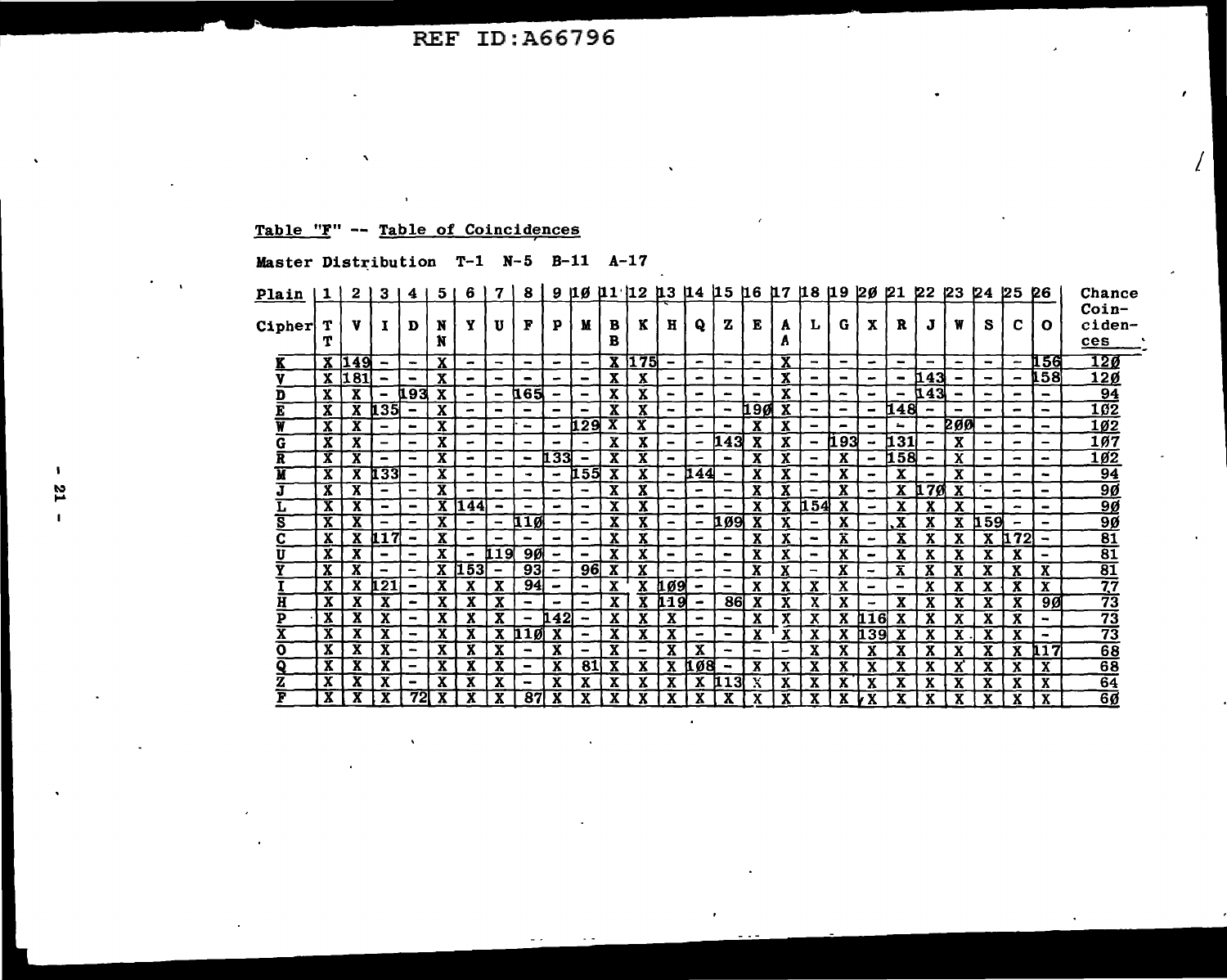Table "F" -- Table of Coincidences

Master Distribution T-1 N-5 B-11 A-17

| Plain | 1 | 2 | 3 | 4 | 5 | 6 | 7 | 8 | 9 | 1Ø | 11 | 12 | 13 | 14 | 15 | 16 | 17 | 18 | 19 | 2Ø | 21 | 22 | 23 | 24 | 25 | 26 | Chance Coin- ciden- ces |
|---|---|---|---|---|---|---|---|---|---|---|---|---|---|---|---|---|---|---|---|---|---|---|---|---|---|---|---|
| Cipher | T T | V | I | D | N N | Y | U | F | P | M | B B | K | H | Q | Z | E | A A | L | G | X | R | J | W | S | C | O | |
| K | X | 149 | - | - | X | - | - | - | - | - | X | 175 | - | - | - | - | X | - | - | - | - | - | - | - | - | 156 | 12Ø |
| V | X | 181 | - | - | X | - | - | - | - | - | X | X | - | - | - | - | X | - | - | - | - | 143 | - | - | - | 158 | 12Ø |
| D | X | X | - | 193 | X | - | - | 165 | - | - | X | X | - | - | - | - | X | - | - | - | - | 143 | - | - | - | - | 94 |
| E | X | X | 135 | - | X | - | - | - | - | - | X | X | - | - | - | 19Ø | X | - | - | - | 148 | - | - | - | - | - | 1Ø2 |
| W | X | X | - | - | X | - | - | - | - | 129 | X | X | - | - | - | X | X | - | - | - | - | - | 2ØØ | - | - | - | 1Ø2 |
| G | X | X | - | - | X | - | - | - | - | - | X | X | - | - | 143 | X | X | - | 193 | - | 131 | - | X | - | - | - | 1Ø7 |
| R | X | X | - | - | X | - | - | - | 133 | - | X | X | - | - | - | X | X | - | X | - | 158 | - | X | - | - | - | 1Ø2 |
| M | X | X | 133 | - | X | - | - | - | - | 155 | X | X | - | 144 | - | X | X | - | X | - | X | - | X | - | - | - | 94 |
| J | X | X | - | - | X | - | - | - | - | - | X | X | - | - | - | X | X | - | X | - | X | 17Ø | X | - | - | - | 9Ø |
| L | X | X | - | - | X | 144 | - | - | - | - | X | X | - | - | - | X | X | 154 | X | - | X | X | X | - | - | - | 9Ø |
| S | X | X | - | - | X | - | - | 11Ø | - | - | X | X | - | - | 1Ø9 | X | X | - | X | - | X | X | X | 159 | - | - | 9Ø |
| C | X | X | 117 | - | X | - | - | - | - | - | X | X | - | - | - | X | X | - | X | - | X | X | X | X | 172 | - | 81 |
| U | X | X | - | - | X | - | 119 | 9Ø | - | - | X | X | - | - | - | X | X | - | X | - | X | X | X | X | X | - | 81 |
| Y | X | X | - | - | X | 153 | - | 93 | - | 96 | X | X | - | - | - | X | X | - | X | - | X | X | X | X | X | X | 81 |
| I | X | X | 121 | - | X | X | X | 94 | - | - | X | X | 1Ø9 | - | - | X | X | X | X | - | - | X | X | X | X | X | 77 |
| H | X | X | X | - | X | X | X | - | - | - | X | X | 119 | - | 86 | X | X | X | X | - | X | X | X | X | X | 9Ø | 73 |
| P | X | X | X | - | X | X | X | - | 142 | - | X | X | X | - | - | X | X | X | X | 116 | X | X | X | X | X | - | 73 |
| X | X | X | X | - | X | X | X | 11Ø | X | - | X | X | X | - | - | X | X | X | X | 139 | X | X | X | X | X | - | 73 |
| O | X | X | X | - | X | X | X | - | X | - | X | - | X | X | - | - | - | X | X | X | X | X | X | X | X | 117 | 68 |
| Q | X | X | X | - | X | X | X | - | X | 81 | X | X | X | 1Ø8 | - | X | X | X | X | X | X | X | X | X | X | X | 68 |
| Z | X | X | X | - | X | X | X | - | X | X | X | X | X | X | 113 | X | X | X | X | X | X | X | X | X | X | X | 64 |
| F | X | X | X | 72 | X | X | X | 87 | X | X | X | X | X | X | X | X | X | X | X | X | X | X | X | X | X | X | 6Ø |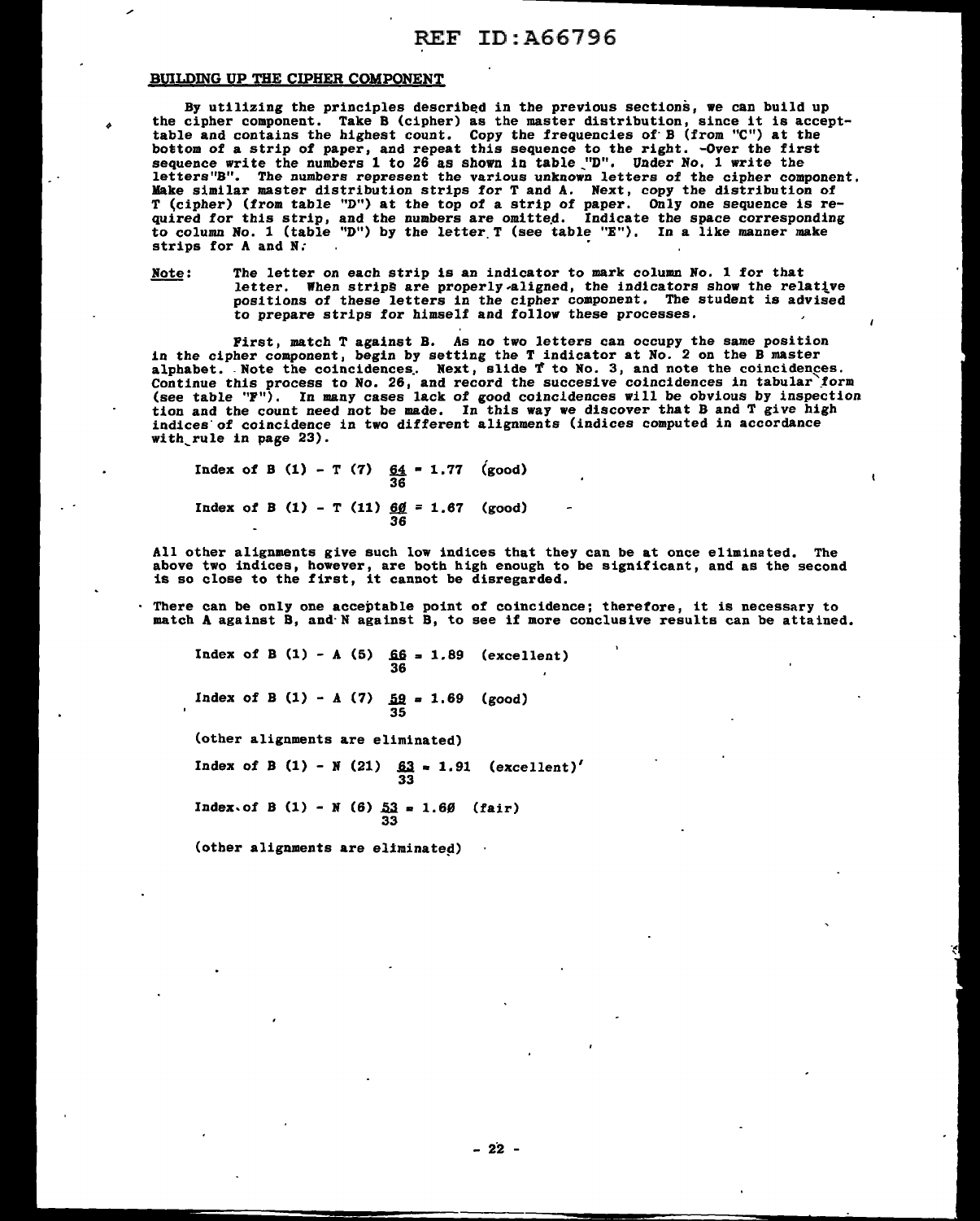## BUILDING UP THE CIPHER COMPONENT

By utilizing the principles described in the previous sections, we can build up the cipher component. Take B (cipher) as the master distribution, since it is acceptable and contains the highest count. Copy the frequencies of B (from "C") at the bottom of a strip of paper, and repeat this sequence to the right. Over the first sequence write the numbers 1 to 26 as shown in table "D". Under No. 1 write the letters "B". The numbers represent the various unknown letters of the cipher component. Make similar master distribution strips for T and A. Next, copy the distribution of T (cipher) (from table "D") at the top of a strip of paper. Only one sequence is required for this strip, and the numbers are omitted. Indicate the space corresponding to column No. 1 (table "D") by the letter T (see table "E"). In a like manner make strips for A and N.

**Note**: The letter on each strip is an indicator to mark column No. 1 for that letter. When strips are properly aligned, the indicators show the relative positions of these letters in the cipher component. The student is advised to prepare strips for himself and follow these processes.

First, match T against B. As no two letters can occupy the same position in the cipher component, begin by setting the T indicator at No. 2 on the B master alphabet. Note the coincidences. Next, slide T to No. 3, and note the coincidences. Continue this process to No. 26, and record the succesive coincidences in tabular form (see table "F"). In many cases lack of good coincidences will be obvious by inspection and the count need not be made. In this way we discover that B and T give high indices of coincidence in two different alignments (indices computed in accordance with rule in page 23).

Index of B (1) - T (7) $\frac{64}{36} = 1.77$ (good)

Index of B (1) - T (11) $\frac{60}{36} = 1.67$ (good)

All other alignments give such low indices that they can be at once eliminated. The above two indices, however, are both high enough to be significant, and as the second is so close to the first, it cannot be disregarded.

There can be only one acceptable point of coincidence; therefore, it is necessary to match A against B, and N against B, to see if more conclusive results can be attained.

Index of B (1) - A (5) $\frac{66}{36} = 1.89$ (excellent)

Index of B (1) - A (7) $\frac{59}{35} = 1.69$ (good)

(other alignments are eliminated)

Index of B (1) - N (21) $\frac{63}{33} = 1.91$ (excellent)

Index of B (1) - N (6) $\frac{53}{33} = 1.60$ (fair)

(other alignments are eliminated)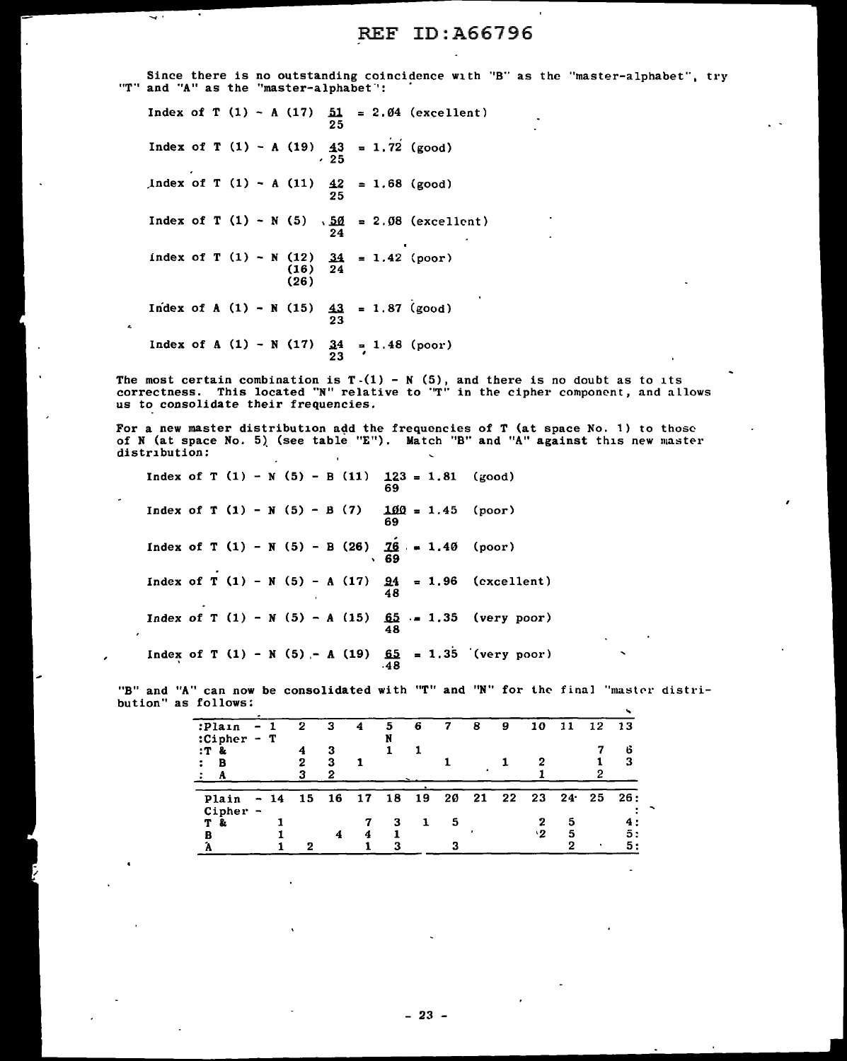Since there is no outstanding coincidence with "B" as the "master-alphabet", try "T" and "A" as the "master-alphabet":

Index of T (1) - A (17) $\frac{51}{25}$ = 2.04 (excellent)

Index of T (1) - A (19) $\frac{43}{25}$ = 1.72 (good)

Index of T (1) - A (11) $\frac{42}{25}$ = 1.68 (good)

Index of T (1) - N (5) $\frac{50}{24}$ = 2.08 (excellent)

Index of T (1) - N (12) (16) (26) $\frac{34}{24}$ = 1.42 (poor)

Index of A (1) - N (15) $\frac{43}{23}$ = 1.87 (good)

Index of A (1) - N (17) $\frac{34}{23}$ = 1.48 (poor)

The most certain combination is T (1) - N (5), and there is no doubt as to its correctness. This located "N" relative to "T" in the cipher component, and allows us to consolidate their frequencies.

For a new master distribution add the frequencies of T (at space No. 1) to those of N (at space No. 5) (see table "E"). Match "B" and "A" against this new master distribution:

Index of T (1) - N (5) - B (11) $\frac{123}{69}$ = 1.81 (good)

Index of T (1) - N (5) - B (7) $\frac{100}{69}$ = 1.45 (poor)

Index of T (1) - N (5) - B (26) $\frac{76}{69}$ = 1.40 (poor)

Index of T (1) - N (5) - A (17) $\frac{94}{48}$ = 1.96 (excellent)

Index of T (1) - N (5) - A (15) $\frac{65}{48}$ = 1.35 (very poor)

Index of T (1) - N (5) - A (19) $\frac{65}{48}$ = 1.35 (very poor)

"B" and "A" can now be consolidated with "T" and "N" for the final "master distribution" as follows:

| Plain - | 1 | 2 | 3 | 4 | 5 | 6 | 7 | 8 | 9 | 10 | 11 | 12 | 13 |
|---|---|---|---|---|---|---|---|---|---|---|---|---|---|
| Cipher - | T | | | | N | | | | | | | | |
| T & | | 4 | 3 | | 1 | 1 | | | | | | 7 | 6 |
| B | | 2 | 3 | 1 | | | 1 | | 1 | 2 | | 1 | 3 |
| A | | 3 | 2 | | | | | | | 1 | | 2 | |

| Plain - | 14 | 15 | 16 | 17 | 18 | 19 | 20 | 21 | 22 | 23 | 24 | 25 | 26 |
|---|---|---|---|---|---|---|---|---|---|---|---|---|---|
| Cipher - | | | | | | | | | | | | | |
| T & | 1 | | | 7 | 3 | 1 | 5 | | | 2 | 5 | | 4 |
| B | 1 | | 4 | 4 | 1 | | | | | 2 | 5 | | 5 |
| A | 1 | 2 | | 1 | 3 | | 3 | | | | 2 | | 5 |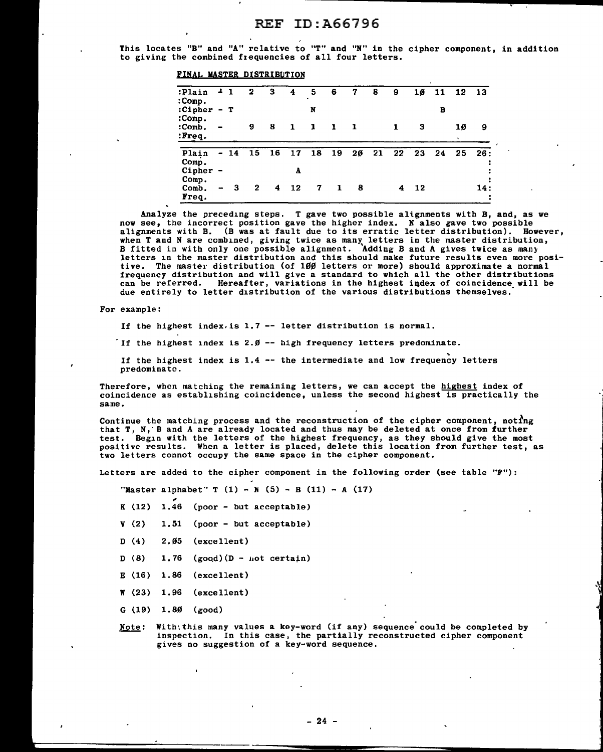This locates "B" and "A" relative to "T" and "N" in the cipher component, in addition to giving the combined frequencies of all four letters.

**FINAL MASTER DISTRIBUTION**

| Plain Comp. | 1 | 2 | 3 | 4 | 5 | 6 | 7 | 8 | 9 | 1Ø | 11 | 12 | 13 |
|---|---|---|---|---|---|---|---|---|---|---|---|---|---|
| Cipher Comp. | T | | | | N | | | | | | B | | |
| Comb. Freq. | - | 9 | 8 | 1 | 1 | 1 | 1 | | 1 | 3 | | 1Ø | 9 |

| Plain Comp. | 14 | 15 | 16 | 17 | 18 | 19 | 2Ø | 21 | 22 | 23 | 24 | 25 | 26 |
|---|---|---|---|---|---|---|---|---|---|---|---|---|---|
| Cipher Comp. | | | | A | | | | | | | | | |
| Comb. Freq. | 3 | 2 | 4 | 12 | 7 | 1 | 8 | | 4 | 12 | | | 14 |

Analyze the preceding steps. T gave two possible alignments with B, and, as we now see, the incorrect position gave the higher index. N also gave two possible alignments with B. (B was at fault due to its erratic letter distribution). However, when T and N are combined, giving twice as many letters in the master distribution, B fitted in with only one possible alignment. Adding B and A gives twice as many letters in the master distribution and this should make future results even more positive. The master distribution (of 1ØØ letters or more) should approximate a normal frequency distribution and will give a standard to which all the other distributions can be referred. Hereafter, variations in the highest index of coincidence will be due entirely to letter distribution of the various distributions themselves.

For example:

If the highest index is 1.7 -- letter distribution is normal.

If the highest index is 2.Ø -- high frequency letters predominate.

If the highest index is 1.4 -- the intermediate and low frequency letters predominate.

Therefore, when matching the remaining letters, we can accept the <u>highest</u> index of coincidence as establishing coincidence, unless the second highest is practically the same.

Continue the matching process and the reconstruction of the cipher component, noting that T, N, B and A are already located and thus may be deleted at once from further test. Begin with the letters of the highest frequency, as they should give the most positive results. When a letter is placed, delete this location from further test, as two letters connot occupy the same space in the cipher component.

Letters are added to the cipher component in the following order (see table "F"):

"Master alphabet" T (1) - N (5) - B (11) - A (17)

K (12) 1.46 (poor - but acceptable)

V (2) 1.51 (poor - but acceptable)

D (4) 2.Ø5 (excellent)

D (8) 1.76 (good)(D - not certain)

E (16) 1.86 (excellent)

W (23) 1.96 (excellent)

G (19) 1.8Ø (good)

<u>Note</u>: With this many values a key-word (if any) sequence could be completed by inspection. In this case, the partially reconstructed cipher component gives no suggestion of a key-word sequence.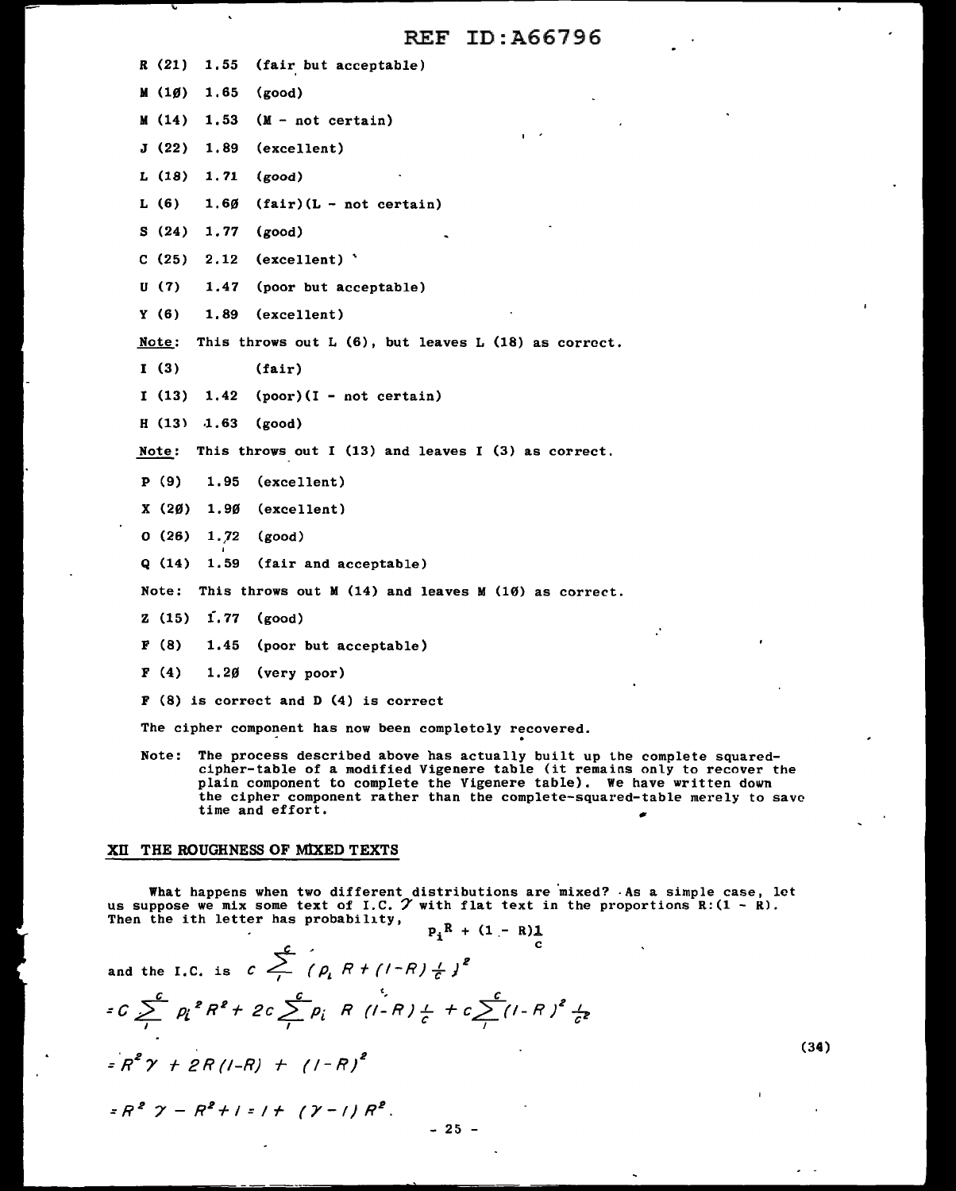R (21) 1.55 (fair but acceptable)

M (10) 1.65 (good)

M (14) 1.53 (M - not certain)

J (22) 1.89 (excellent)

L (18) 1.71 (good)

L (6) 1.60 (fair)(L - not certain)

S (24) 1.77 (good)

C (25) 2.12 (excellent)

U (7) 1.47 (poor but acceptable)

Y (6) 1.89 (excellent)

Note: This throws out L (6), but leaves L (18) as correct.

I (3) (fair)

I (13) 1.42 (poor)(I - not certain)

H (13) 1.63 (good)

Note: This throws out I (13) and leaves I (3) as correct.

P (9) 1.95 (excellent)

X (20) 1.90 (excellent)

O (26) 1.72 (good)

Q (14) 1.59 (fair and acceptable)

Note: This throws out M (14) and leaves M (10) as correct.

Z (15) 1.77 (good)

F (8) 1.45 (poor but acceptable)

F (4) 1.20 (very poor)

F (8) is correct and D (4) is correct

The cipher component has now been completely recovered.

Note: The process described above has actually built up the complete squared-cipher-table of a modified Vigenere table (it remains only to recover the plain component to complete the Vigenere table). We have written down the cipher component rather than the complete-squared-table merely to save time and effort.

## XII THE ROUGHNESS OF MIXED TEXTS

What happens when two different distributions are mixed? As a simple case, let us suppose we mix some text of I.C. $\gamma$ with flat text in the proportions $R:(1 - R)$. Then the ith letter has probability,

$$p_i R + (1 - R)\frac{1}{c}$$

and the I.C. is

$$c \sum_{1}^{c} \left(p_i R + (1-R)\frac{1}{c}\right)^2$$

$$= c \sum_{1}^{c} p_i^2 R^2 + 2c \sum_{1}^{c} p_i R (1-R)\frac{1}{c} + c\sum_{1}^{c} (1-R)^2 \frac{1}{c^2} \tag{34}$$

$$= R^2 \gamma + 2R(1-R) + (1-R)^2$$

$$= R^2 \gamma - R^2 + 1 = 1 + (\gamma - 1) R^2.$$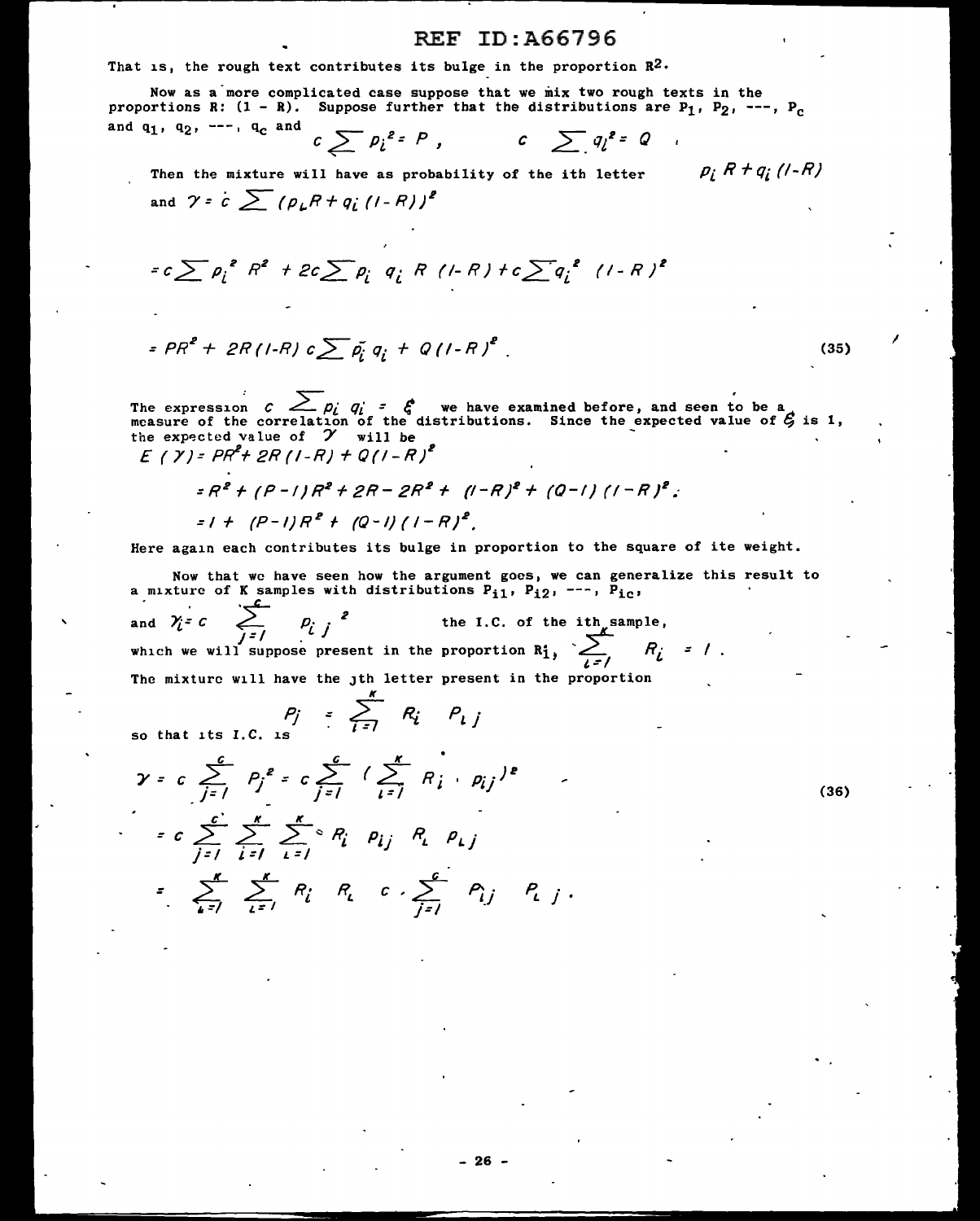That is, the rough text contributes its bulge in the proportion $R^2$.

Now as a more complicated case suppose that we mix two rough texts in the proportions $R: (1 - R)$. Suppose further that the distributions are $p_1, p_2, ---, p_c$ and $q_1, q_2, ---, q_c$ and

$$c \sum p_i^2 = P , \qquad c \sum q_i^2 = Q .$$

Then the mixture will have as probability of the ith letter $\quad p_i R + q_i (1-R)$

and $\gamma = c \sum (p_i R + q_i (1-R))^2$

$$= c \sum p_i^2 R^2 + 2c \sum p_i q_i R (1-R) + c \sum q_i^2 (1-R)^2$$

$$= PR^2 + 2R(1-R) c \sum p_i q_i + Q(1-R)^2 . \tag{35}$$

The expression $c \sum p_i q_i = \xi$ we have examined before, and seen to be a measure of the correlation of the distributions. Since the expected value of $\xi$ is 1, the expected value of $\gamma$ will be

$$E(\gamma) = PR^2 + 2R(1-R) + Q(1-R)^2$$

$$= R^2 + (P-1)R^2 + 2R - 2R^2 + (1-R)^2 + (Q-1)(1-R)^2 ;$$

$$= 1 + (P-1)R^2 + (Q-1)(1-R)^2 .$$

Here again each contributes its bulge in proportion to the square of ite weight.

Now that we have seen how the argument goes, we can generalize this result to a mixture of K samples with distributions $p_{i1}, p_{i2}, ---, p_{ic}$,

and $\gamma_i = c \sum_{j=1}^{c} p_{ij}^{\,2}$ the I.C. of the ith sample,

which we will suppose present in the proportion $R_i$, $\sum_{i=1}^{K} R_i = 1$.

The mixture will have the jth letter present in the proportion

$$p_j = \sum_{i=1}^{K} R_i \; p_{ij}$$

so that its I.C. is

$$\gamma = c \sum_{j=1}^{c} p_j^2 = c \sum_{j=1}^{c} \left( \sum_{i=1}^{K} R_i \cdot p_{ij} \right)^2 \tag{36}$$

$$= c \sum_{j=1}^{c} \sum_{i=1}^{K} \sum_{l=1}^{K} R_i \; p_{ij} \; R_l \; p_{lj}$$

$$= \sum_{i=1}^{K} \sum_{l=1}^{K} R_i \; R_l \; c \cdot \sum_{j=1}^{c} p_{ij} \; p_{lj} .$$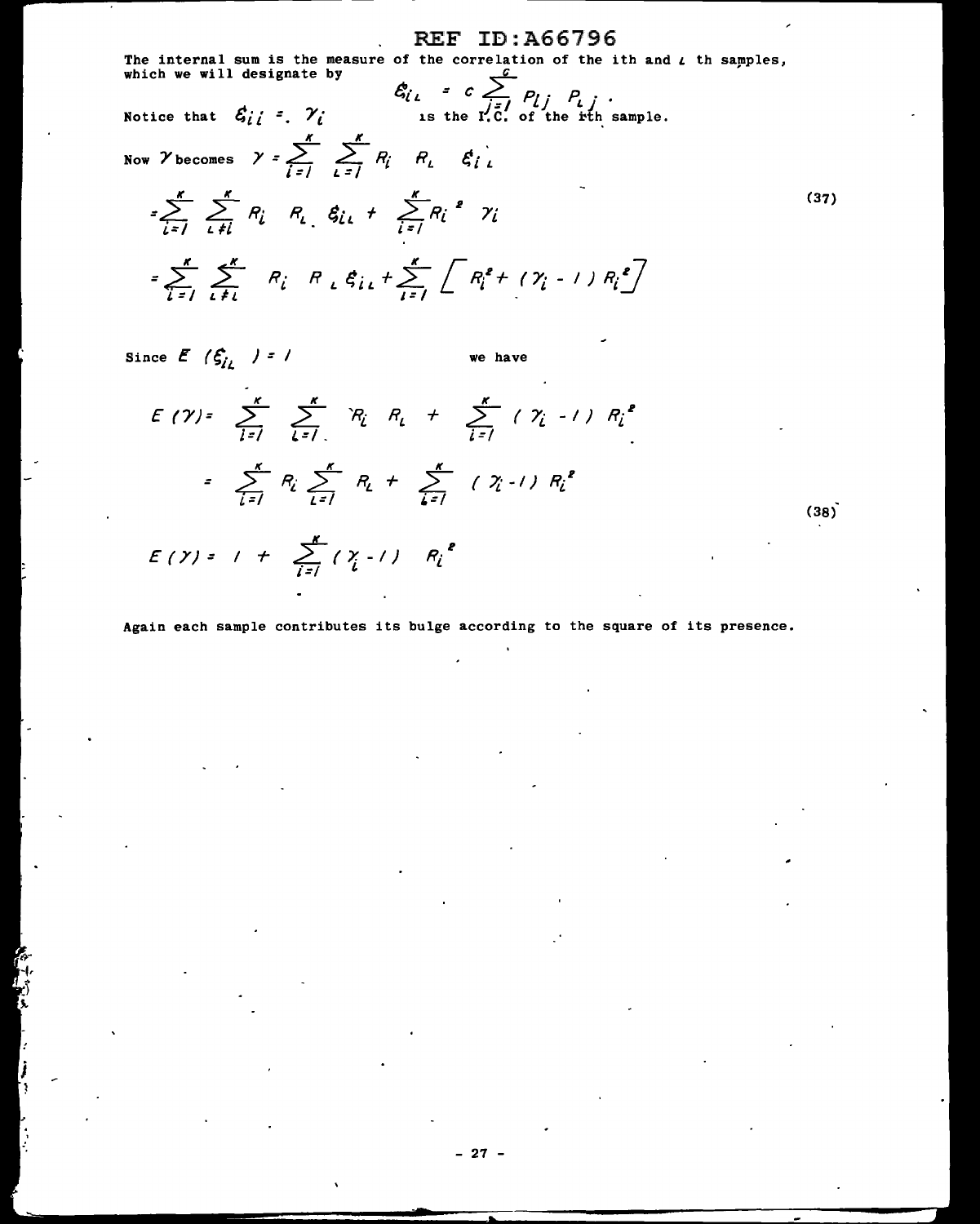The internal sum is the measure of the correlation of the ith and $\iota$ th samples, which we will designate by

$$\xi_{i\iota} = c \sum_{j=1}^{c} p_{ij} \, p_{\iota j} \, .$$

Notice that $\xi_{ii} = \gamma_i$ is the I.C. of the ith sample.

Now $\gamma$ becomes

$$\gamma = \sum_{i=1}^{K} \sum_{\iota=1}^{K} R_i \; R_\iota \; \xi_{i\iota}$$

$$= \sum_{i=1}^{K} \sum_{\iota \neq i}^{K} R_i \; R_\iota \; \xi_{i\iota} + \sum_{i=1}^{K} R_i^{\,2} \; \gamma_i \tag{37}$$

$$= \sum_{i=1}^{K} \sum_{\iota \neq i}^{K} R_i \; R_\iota \, \xi_{i\iota} + \sum_{i=1}^{K} \left[ R_i^2 + (\gamma_i - 1) R_i^2 \right]$$

Since $E(\xi_{i\iota}) = 1$ we have

$$E(\gamma) = \sum_{i=1}^{K} \sum_{\iota=1}^{K} R_i \; R_\iota + \sum_{i=1}^{K} (\gamma_i - 1) \; R_i^2$$

$$= \sum_{i=1}^{K} R_i \sum_{\iota=1}^{K} R_\iota + \sum_{i=1}^{K} (\gamma_i - 1) \; R_i^2 \tag{38}$$

$$E(\gamma) = 1 + \sum_{i=1}^{K} (\gamma_i - 1) \quad R_i^2$$

Again each sample contributes its bulge according to the square of its presence.